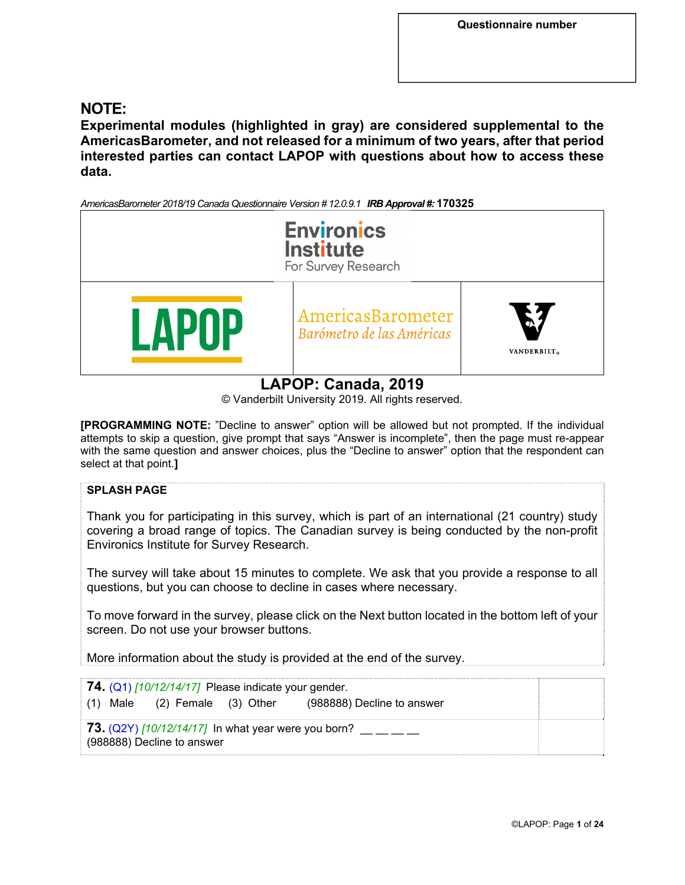**Questionnaire number**

## NOTE:

**Experimental modules (highlighted in gray) are considered supplemental to the AmericasBarometer, and not released for a minimum of two years, after that period interested parties can contact LAPOP with questions about how to access these data.**

*AmericasBarometer 2018/19 Canada Questionnaire Version # 12.0.9.1* ***IRB Approval #:*** **170325**

Environics Institute For Survey Research

LAPOP | AmericasBarometer *Barómetro de las Américas* | VANDERBILT

# LAPOP: Canada, 2019

© Vanderbilt University 2019. All rights reserved.

**[PROGRAMMING NOTE:** "Decline to answer" option will be allowed but not prompted. If the individual attempts to skip a question, give prompt that says "Answer is incomplete", then the page must re-appear with the same question and answer choices, plus the "Decline to answer" option that the respondent can select at that point.**]**

**SPLASH PAGE**

Thank you for participating in this survey, which is part of an international (21 country) study covering a broad range of topics. The Canadian survey is being conducted by the non-profit Environics Institute for Survey Research.

The survey will take about 15 minutes to complete. We ask that you provide a response to all questions, but you can choose to decline in cases where necessary.

To move forward in the survey, please click on the Next button located in the bottom left of your screen. Do not use your browser buttons.

More information about the study is provided at the end of the survey.

| | |
|---|---|
| **74.** (Q1) *[10/12/14/17]* Please indicate your gender.<br>(1) Male (2) Female (3) Other (988888) Decline to answer | |
| **73.** (Q2Y) *[10/12/14/17]* In what year were you born? __ __ __ __<br>(988888) Decline to answer | |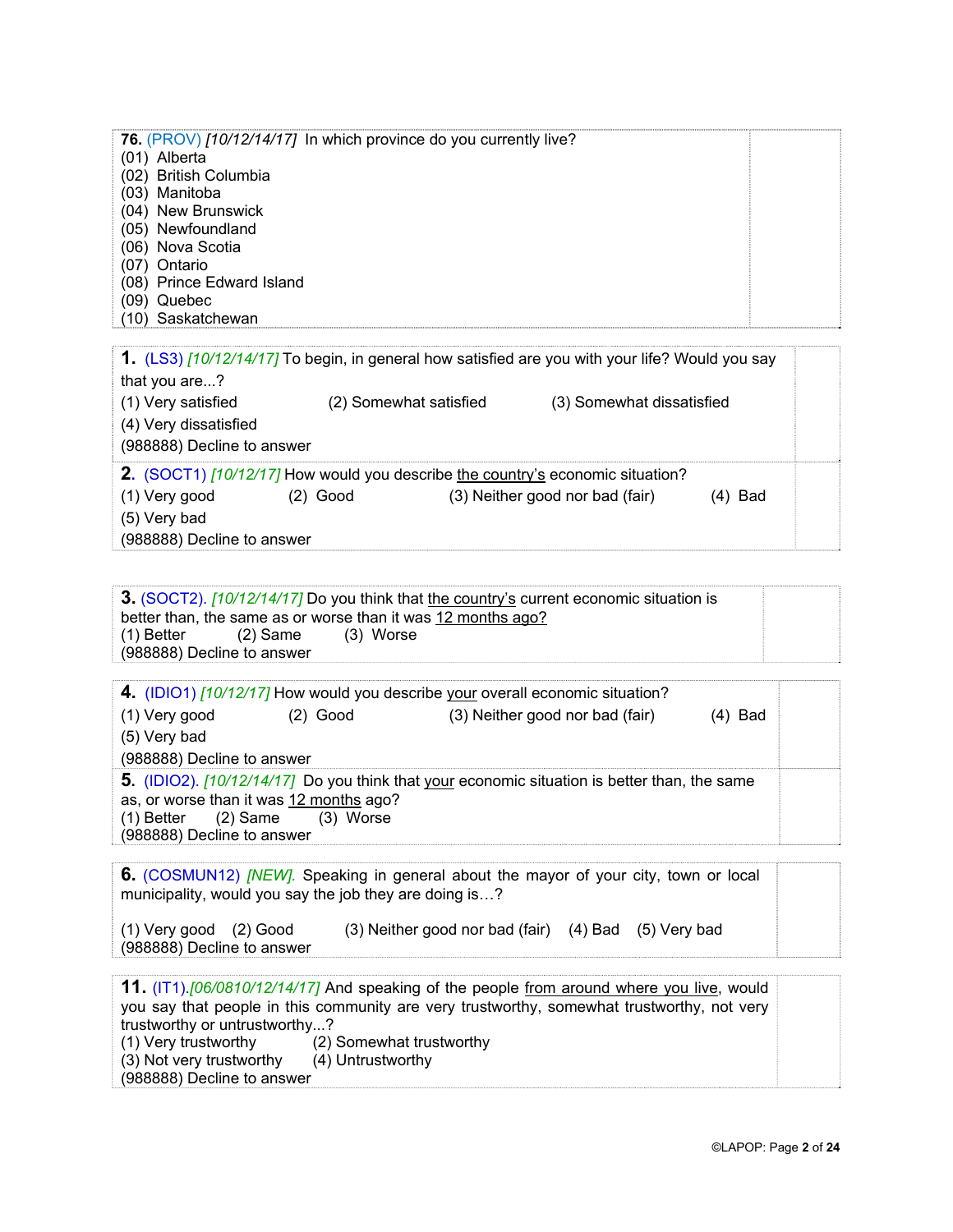**76.** (PROV) *[10/12/14/17]* In which province do you currently live?
(01) Alberta
(02) British Columbia
(03) Manitoba
(04) New Brunswick
(05) Newfoundland
(06) Nova Scotia
(07) Ontario
(08) Prince Edward Island
(09) Quebec
(10) Saskatchewan

**1.** (LS3) *[10/12/14/17]* To begin, in general how satisfied are you with your life? Would you say that you are...?
(1) Very satisfied (2) Somewhat satisfied (3) Somewhat dissatisfied
(4) Very dissatisfied
(988888) Decline to answer

**2.** (SOCT1) *[10/12/17]* How would you describe the country's economic situation?
(1) Very good (2) Good (3) Neither good nor bad (fair) (4) Bad
(5) Very bad
(988888) Decline to answer

**3.** (SOCT2). *[10/12/14/17]* Do you think that the country's current economic situation is better than, the same as or worse than it was 12 months ago?
(1) Better (2) Same (3) Worse
(988888) Decline to answer

**4.** (IDIO1) *[10/12/17]* How would you describe your overall economic situation?
(1) Very good (2) Good (3) Neither good nor bad (fair) (4) Bad
(5) Very bad
(988888) Decline to answer

**5.** (IDIO2). *[10/12/14/17]* Do you think that your economic situation is better than, the same as, or worse than it was 12 months ago?
(1) Better (2) Same (3) Worse
(988888) Decline to answer

**6.** (COSMUN12) *[NEW].* Speaking in general about the mayor of your city, town or local municipality, would you say the job they are doing is…?

(1) Very good (2) Good (3) Neither good nor bad (fair) (4) Bad (5) Very bad
(988888) Decline to answer

**11.** (IT1).*[06/0810/12/14/17]* And speaking of the people from around where you live, would you say that people in this community are very trustworthy, somewhat trustworthy, not very trustworthy or untrustworthy...?
(1) Very trustworthy (2) Somewhat trustworthy
(3) Not very trustworthy (4) Untrustworthy
(988888) Decline to answer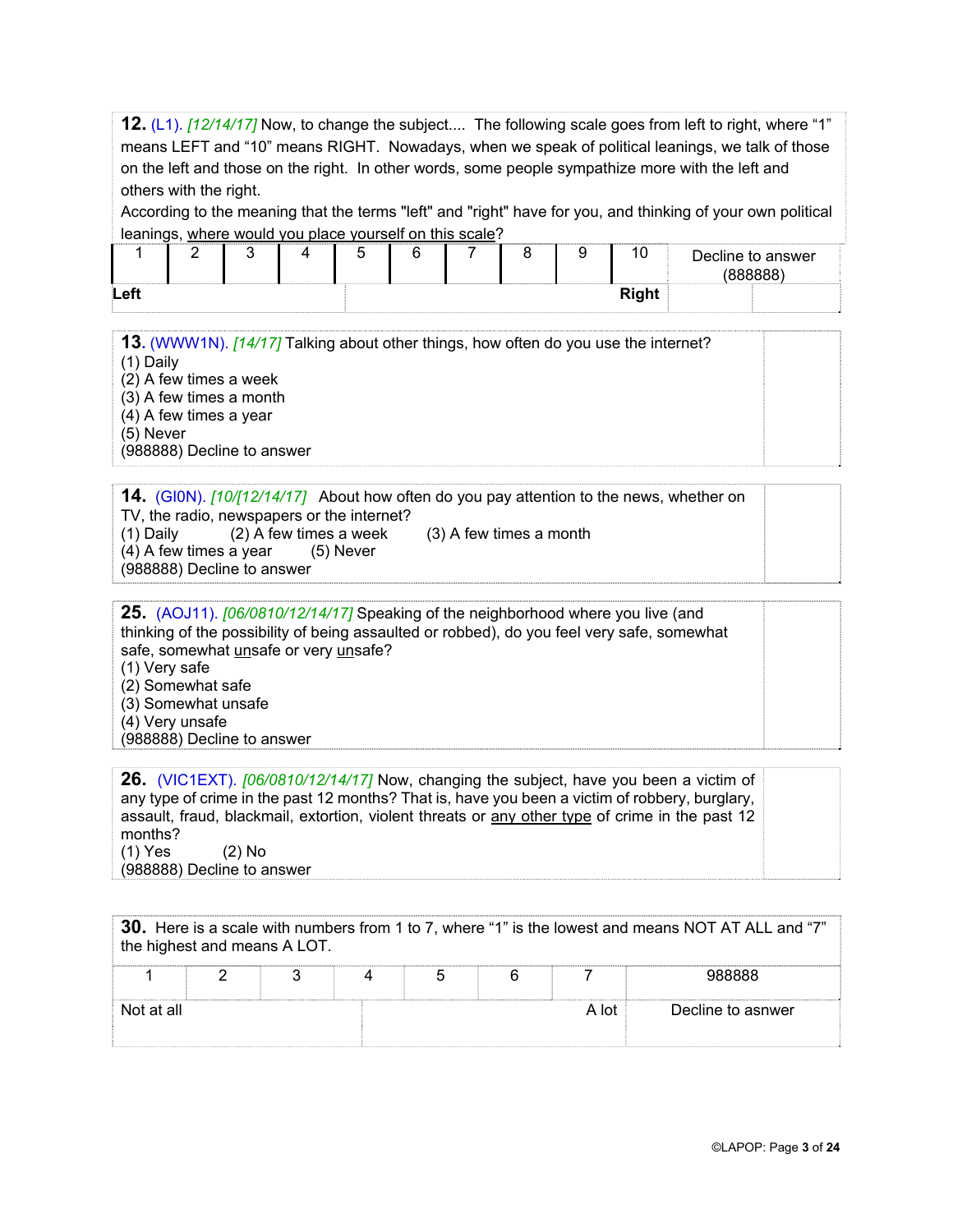**12.** (L1). *[12/14/17]* Now, to change the subject.... The following scale goes from left to right, where "1" means LEFT and "10" means RIGHT. Nowadays, when we speak of political leanings, we talk of those on the left and those on the right. In other words, some people sympathize more with the left and others with the right.
According to the meaning that the terms "left" and "right" have for you, and thinking of your own political leanings, where would you place yourself on this scale?

| 1 | 2 | 3 | 4 | 5 | 6 | 7 | 8 | 9 | 10 | Decline to answer (888888) |
|---|---|---|---|---|---|---|---|---|---|---|
| **Left** | | | | | | | | | **Right** | |

**13.** (WWW1N). *[14/17]* Talking about other things, how often do you use the internet?
(1) Daily
(2) A few times a week
(3) A few times a month
(4) A few times a year
(5) Never
(988888) Decline to answer

**14.** (GI0N). *[10/[12/14/17]* About how often do you pay attention to the news, whether on TV, the radio, newspapers or the internet?
(1) Daily (2) A few times a week (3) A few times a month
(4) A few times a year (5) Never
(988888) Decline to answer

**25.** (AOJ11). *[06/0810/12/14/17]* Speaking of the neighborhood where you live (and thinking of the possibility of being assaulted or robbed), do you feel very safe, somewhat safe, somewhat unsafe or very unsafe?
(1) Very safe
(2) Somewhat safe
(3) Somewhat unsafe
(4) Very unsafe
(988888) Decline to answer

**26.** (VIC1EXT). *[06/0810/12/14/17]* Now, changing the subject, have you been a victim of any type of crime in the past 12 months? That is, have you been a victim of robbery, burglary, assault, fraud, blackmail, extortion, violent threats or any other type of crime in the past 12 months?
(1) Yes (2) No
(988888) Decline to answer

**30.** Here is a scale with numbers from 1 to 7, where "1" is the lowest and means NOT AT ALL and "7" the highest and means A LOT.

| 1 | 2 | 3 | 4 | 5 | 6 | 7 | 988888 |
|---|---|---|---|---|---|---|---|
| Not at all | | | | | | A lot | Decline to asnwer |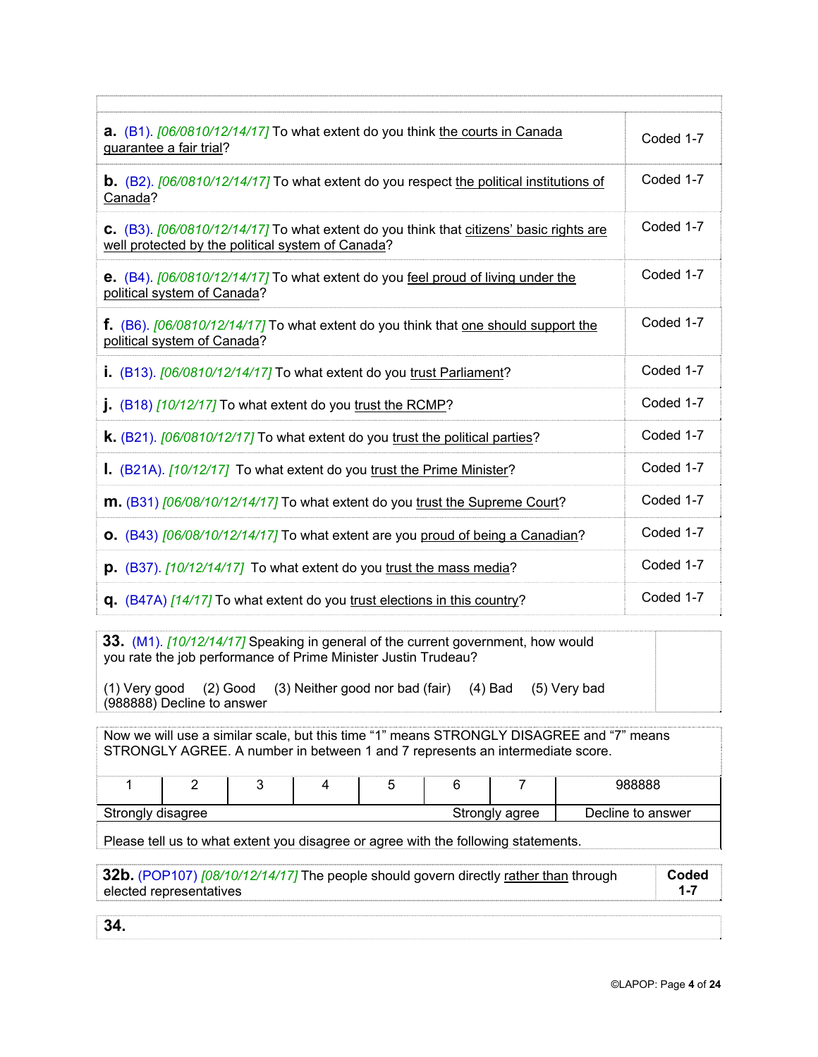| | |
|---|---|
| **a.** (B1). *[06/0810/12/14/17]* To what extent do you think the courts in Canada guarantee a fair trial? | Coded 1-7 |
| **b.** (B2). *[06/0810/12/14/17]* To what extent do you respect the political institutions of Canada? | Coded 1-7 |
| **c.** (B3). *[06/0810/12/14/17]* To what extent do you think that citizens' basic rights are well protected by the political system of Canada? | Coded 1-7 |
| **e.** (B4). *[06/0810/12/14/17]* To what extent do you feel proud of living under the political system of Canada? | Coded 1-7 |
| **f.** (B6). *[06/0810/12/14/17]* To what extent do you think that one should support the political system of Canada? | Coded 1-7 |
| **i.** (B13). *[06/0810/12/14/17]* To what extent do you trust Parliament? | Coded 1-7 |
| **j.** (B18) *[10/12/17]* To what extent do you trust the RCMP? | Coded 1-7 |
| **k.** (B21). *[06/0810/12/17]* To what extent do you trust the political parties? | Coded 1-7 |
| **l.** (B21A). *[10/12/17]* To what extent do you trust the Prime Minister? | Coded 1-7 |
| **m.** (B31) *[06/08/10/12/14/17]* To what extent do you trust the Supreme Court? | Coded 1-7 |
| **o.** (B43) *[06/08/10/12/14/17]* To what extent are you proud of being a Canadian? | Coded 1-7 |
| **p.** (B37). *[10/12/14/17]* To what extent do you trust the mass media? | Coded 1-7 |
| **q.** (B47A) *[14/17]* To what extent do you trust elections in this country? | Coded 1-7 |

**33.** (M1). *[10/12/14/17]* Speaking in general of the current government, how would you rate the job performance of Prime Minister Justin Trudeau?

(1) Very good (2) Good (3) Neither good nor bad (fair) (4) Bad (5) Very bad
(988888) Decline to answer

Now we will use a similar scale, but this time "1" means STRONGLY DISAGREE and "7" means STRONGLY AGREE. A number in between 1 and 7 represents an intermediate score.

| 1 | 2 | 3 | 4 | 5 | 6 | 7 | 988888 |
|---|---|---|---|---|---|---|---|
| Strongly disagree | | | | | Strongly agree | | Decline to answer |

Please tell us to what extent you disagree or agree with the following statements.

| | |
|---|---|
| **32b.** (POP107) *[08/10/12/14/17]* The people should govern directly rather than through elected representatives | **Coded 1-7** |

**34.**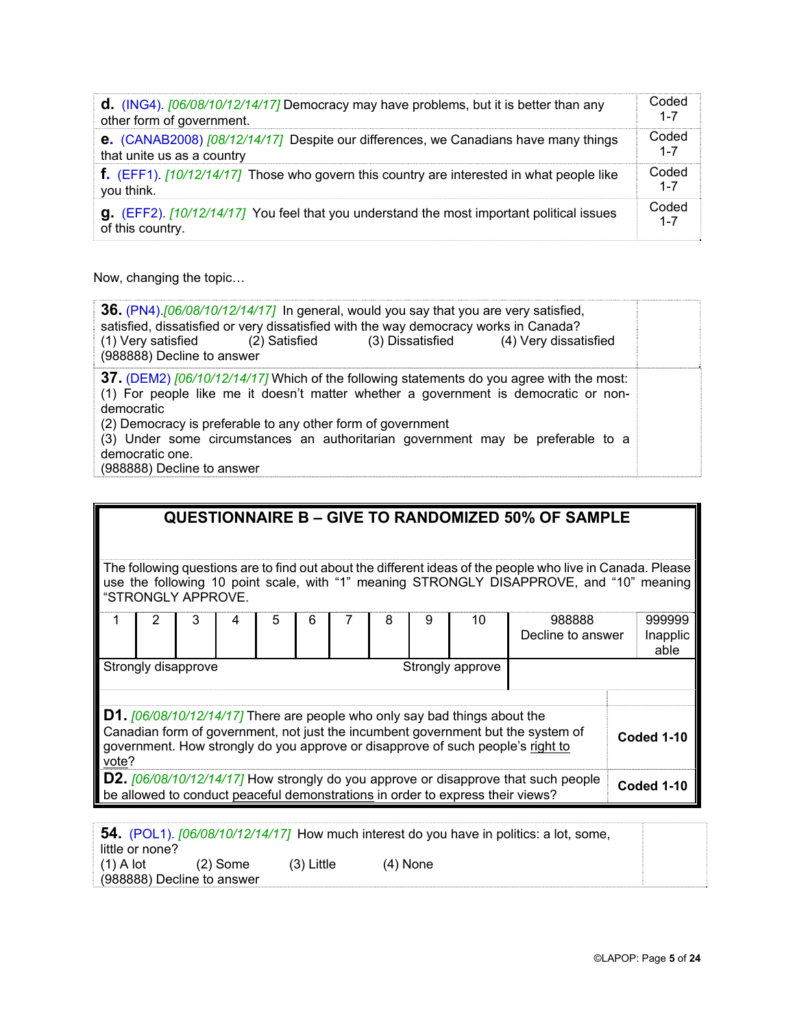| | |
|---|---|
| **d.** (ING4). *[06/08/10/12/14/17]* Democracy may have problems, but it is better than any other form of government. | Coded 1-7 |
| **e.** (CANAB2008) *[08/12/14/17]* Despite our differences, we Canadians have many things that unite us as a country | Coded 1-7 |
| **f.** (EFF1). *[10/12/14/17]* Those who govern this country are interested in what people like you think. | Coded 1-7 |
| **g.** (EFF2). *[10/12/14/17]* You feel that you understand the most important political issues of this country. | Coded 1-7 |

Now, changing the topic…

| | |
|---|---|
| **36.** (PN4).*[06/08/10/12/14/17]* In general, would you say that you are very satisfied, satisfied, dissatisfied or very dissatisfied with the way democracy works in Canada?<br>(1) Very satisfied (2) Satisfied (3) Dissatisfied (4) Very dissatisfied<br>(988888) Decline to answer | |
| **37.** (DEM2) *[06/10/12/14/17]* Which of the following statements do you agree with the most:<br>(1) For people like me it doesn't matter whether a government is democratic or non-democratic<br>(2) Democracy is preferable to any other form of government<br>(3) Under some circumstances an authoritarian government may be preferable to a democratic one.<br>(988888) Decline to answer | |

## QUESTIONNAIRE B – GIVE TO RANDOMIZED 50% OF SAMPLE

The following questions are to find out about the different ideas of the people who live in Canada. Please use the following 10 point scale, with "1" meaning STRONGLY DISAPPROVE, and "10" meaning "STRONGLY APPROVE.

| 1 | 2 | 3 | 4 | 5 | 6 | 7 | 8 | 9 | 10 | 988888 Decline to answer | 999999 Inapplicable |
|---|---|---|---|---|---|---|---|---|---|---|---|
| Strongly disapprove | | | | | | | | | Strongly approve | | |

| | |
|---|---|
| **D1.** *[06/08/10/12/14/17]* There are people who only say bad things about the Canadian form of government, not just the incumbent government but the system of government. How strongly do you approve or disapprove of such people's right to vote? | **Coded 1-10** |
| **D2.** *[06/08/10/12/14/17]* How strongly do you approve or disapprove that such people be allowed to conduct peaceful demonstrations in order to express their views? | **Coded 1-10** |

| | |
|---|---|
| **54.** (POL1). *[06/08/10/12/14/17]* How much interest do you have in politics: a lot, some, little or none?<br>(1) A lot (2) Some (3) Little (4) None<br>(988888) Decline to answer | |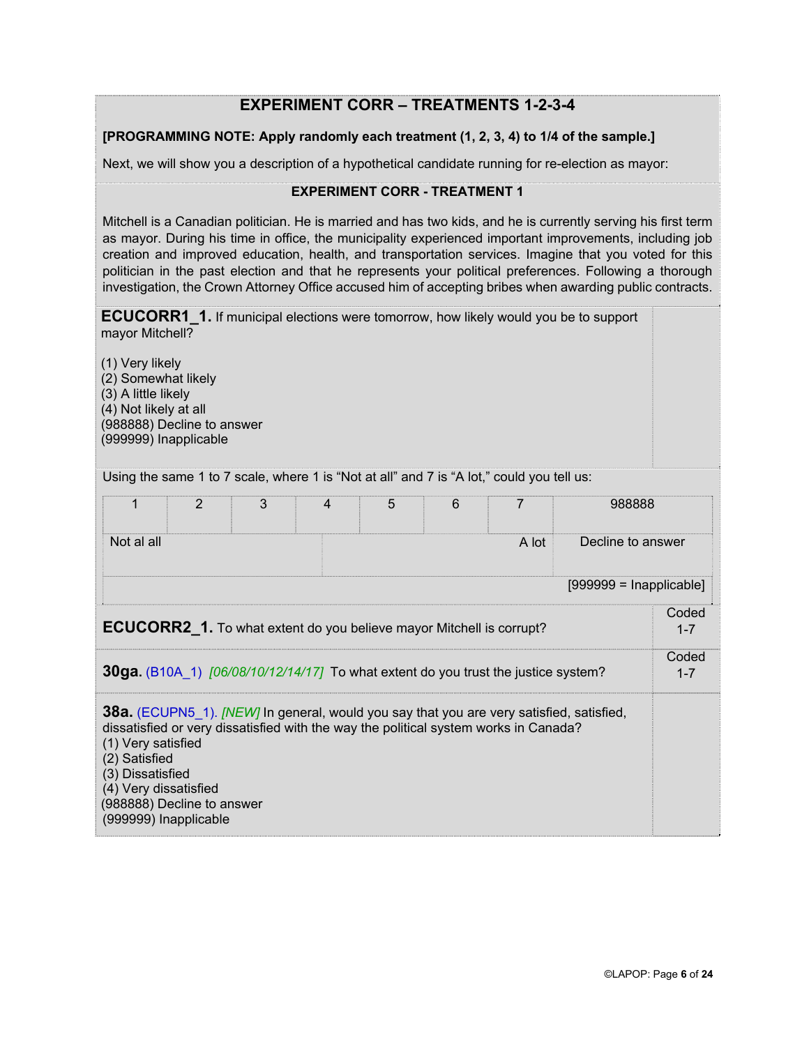## EXPERIMENT CORR – TREATMENTS 1-2-3-4

**[PROGRAMMING NOTE: Apply randomly each treatment (1, 2, 3, 4) to 1/4 of the sample.]**

Next, we will show you a description of a hypothetical candidate running for re-election as mayor:

### EXPERIMENT CORR - TREATMENT 1

Mitchell is a Canadian politician. He is married and has two kids, and he is currently serving his first term as mayor. During his time in office, the municipality experienced important improvements, including job creation and improved education, health, and transportation services. Imagine that you voted for this politician in the past election and that he represents your political preferences. Following a thorough investigation, the Crown Attorney Office accused him of accepting bribes when awarding public contracts.

**ECUCORR1_1.** If municipal elections were tomorrow, how likely would you be to support mayor Mitchell?

(1) Very likely
(2) Somewhat likely
(3) A little likely
(4) Not likely at all
(988888) Decline to answer
(999999) Inapplicable

Using the same 1 to 7 scale, where 1 is "Not at all" and 7 is "A lot," could you tell us:

| 1 | 2 | 3 | 4 | 5 | 6 | 7 | 988888 |
|---|---|---|---|---|---|---|---|
| Not al all | | | | | | A lot | Decline to answer |
| | | | | | | | [999999 = Inapplicable] |

| Question | Coding |
|---|---|
| **ECUCORR2_1.** To what extent do you believe mayor Mitchell is corrupt? | Coded 1-7 |
| **30ga.** (B10A_1) *[06/08/10/12/14/17]* To what extent do you trust the justice system? | Coded 1-7 |

**38a.** (ECUPN5_1). *[NEW]* In general, would you say that you are very satisfied, satisfied, dissatisfied or very dissatisfied with the way the political system works in Canada?
(1) Very satisfied
(2) Satisfied
(3) Dissatisfied
(4) Very dissatisfied
(988888) Decline to answer
(999999) Inapplicable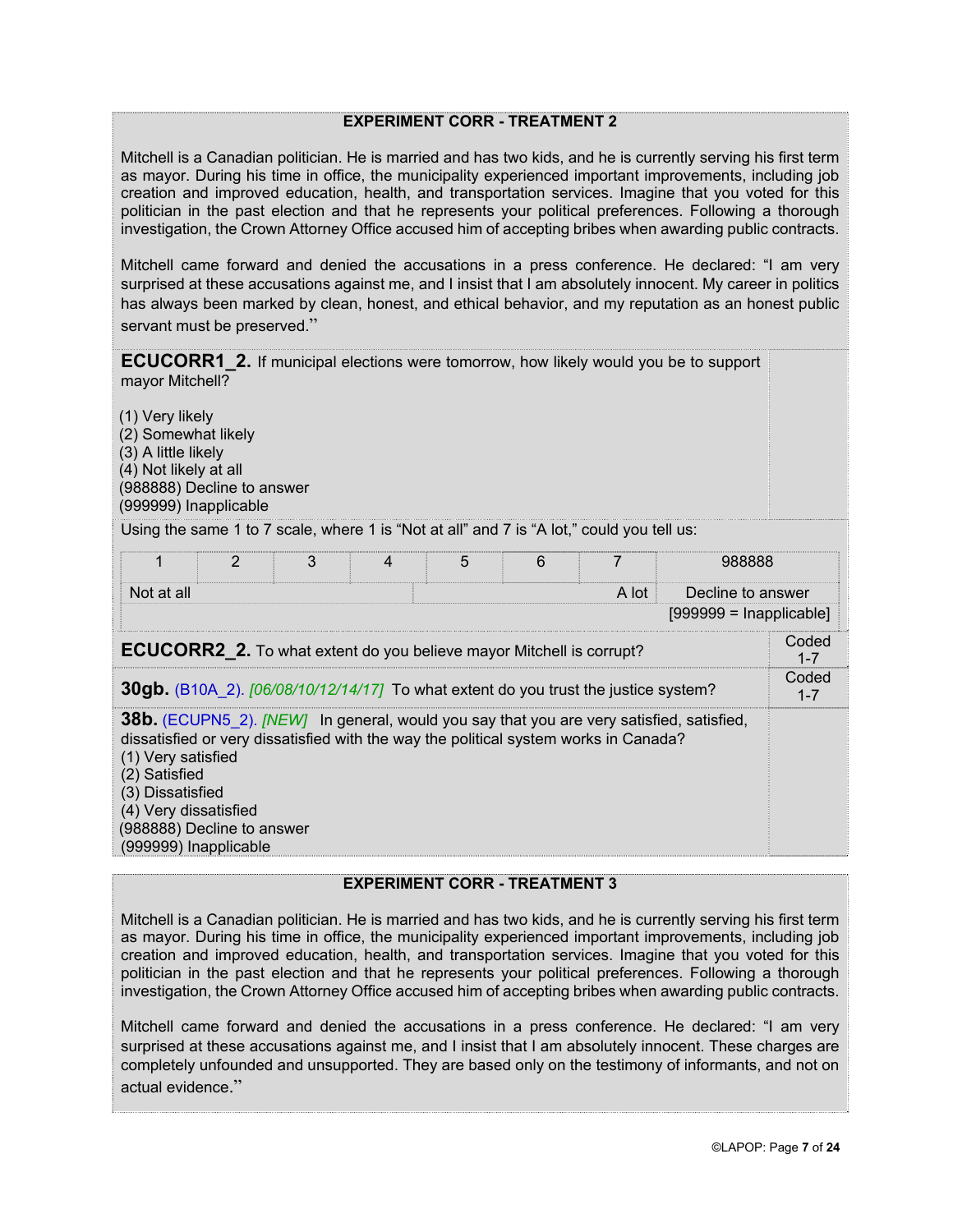**EXPERIMENT CORR - TREATMENT 2**

Mitchell is a Canadian politician. He is married and has two kids, and he is currently serving his first term as mayor. During his time in office, the municipality experienced important improvements, including job creation and improved education, health, and transportation services. Imagine that you voted for this politician in the past election and that he represents your political preferences. Following a thorough investigation, the Crown Attorney Office accused him of accepting bribes when awarding public contracts.

Mitchell came forward and denied the accusations in a press conference. He declared: "I am very surprised at these accusations against me, and I insist that I am absolutely innocent. My career in politics has always been marked by clean, honest, and ethical behavior, and my reputation as an honest public servant must be preserved."

**ECUCORR1_2.** If municipal elections were tomorrow, how likely would you be to support mayor Mitchell?

(1) Very likely
(2) Somewhat likely
(3) A little likely
(4) Not likely at all
(988888) Decline to answer
(999999) Inapplicable

Using the same 1 to 7 scale, where 1 is "Not at all" and 7 is "A lot," could you tell us:

| 1 | 2 | 3 | 4 | 5 | 6 | 7 | 988888 |
|---|---|---|---|---|---|---|---|
| Not at all | | | | | | A lot | Decline to answer |
| | | | | | | | [999999 = Inapplicable] |

**ECUCORR2_2.** To what extent do you believe mayor Mitchell is corrupt? — Coded 1-7

**30gb.** (B10A_2). *[06/08/10/12/14/17]* To what extent do you trust the justice system? — Coded 1-7

**38b.** (ECUPN5_2). *[NEW]* In general, would you say that you are very satisfied, satisfied, dissatisfied or very dissatisfied with the way the political system works in Canada?
(1) Very satisfied
(2) Satisfied
(3) Dissatisfied
(4) Very dissatisfied
(988888) Decline to answer
(999999) Inapplicable

**EXPERIMENT CORR - TREATMENT 3**

Mitchell is a Canadian politician. He is married and has two kids, and he is currently serving his first term as mayor. During his time in office, the municipality experienced important improvements, including job creation and improved education, health, and transportation services. Imagine that you voted for this politician in the past election and that he represents your political preferences. Following a thorough investigation, the Crown Attorney Office accused him of accepting bribes when awarding public contracts.

Mitchell came forward and denied the accusations in a press conference. He declared: "I am very surprised at these accusations against me, and I insist that I am absolutely innocent. These charges are completely unfounded and unsupported. They are based only on the testimony of informants, and not on actual evidence."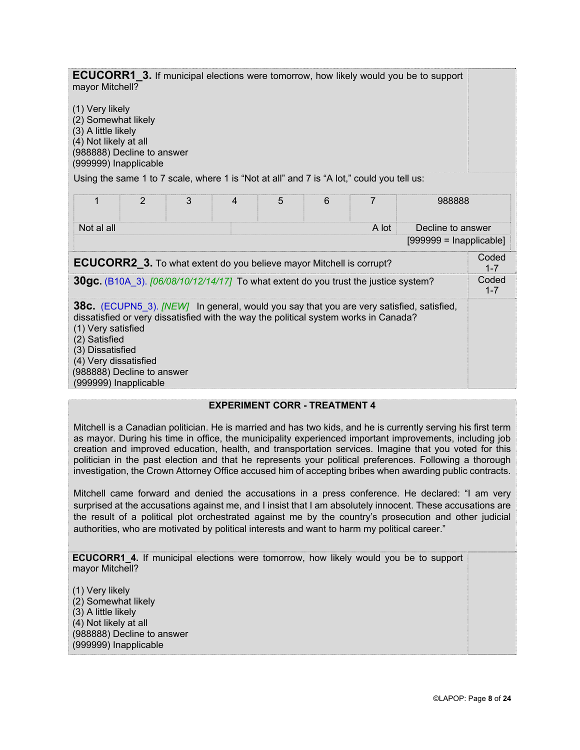**ECUCORR1_3.** If municipal elections were tomorrow, how likely would you be to support mayor Mitchell?

(1) Very likely
(2) Somewhat likely
(3) A little likely
(4) Not likely at all
(988888) Decline to answer
(999999) Inapplicable

Using the same 1 to 7 scale, where 1 is "Not at all" and 7 is "A lot," could you tell us:

| 1 | 2 | 3 | 4 | 5 | 6 | 7 | 988888 |
|---|---|---|---|---|---|---|---|
| Not al all | | | | | | A lot | Decline to answer |
| | | | | | | | [999999 = Inapplicable] |

| | |
|---|---|
| **ECUCORR2_3.** To what extent do you believe mayor Mitchell is corrupt? | Coded 1-7 |
| **30gc.** (B10A_3). *[06/08/10/12/14/17]* To what extent do you trust the justice system? | Coded 1-7 |

**38c.** (ECUPN5_3). *[NEW]* In general, would you say that you are very satisfied, satisfied, dissatisfied or very dissatisfied with the way the political system works in Canada?
(1) Very satisfied
(2) Satisfied
(3) Dissatisfied
(4) Very dissatisfied
(988888) Decline to answer
(999999) Inapplicable

**EXPERIMENT CORR - TREATMENT 4**

Mitchell is a Canadian politician. He is married and has two kids, and he is currently serving his first term as mayor. During his time in office, the municipality experienced important improvements, including job creation and improved education, health, and transportation services. Imagine that you voted for this politician in the past election and that he represents your political preferences. Following a thorough investigation, the Crown Attorney Office accused him of accepting bribes when awarding public contracts.

Mitchell came forward and denied the accusations in a press conference. He declared: "I am very surprised at the accusations against me, and I insist that I am absolutely innocent. These accusations are the result of a political plot orchestrated against me by the country's prosecution and other judicial authorities, who are motivated by political interests and want to harm my political career."

**ECUCORR1_4.** If municipal elections were tomorrow, how likely would you be to support mayor Mitchell?

(1) Very likely
(2) Somewhat likely
(3) A little likely
(4) Not likely at all
(988888) Decline to answer
(999999) Inapplicable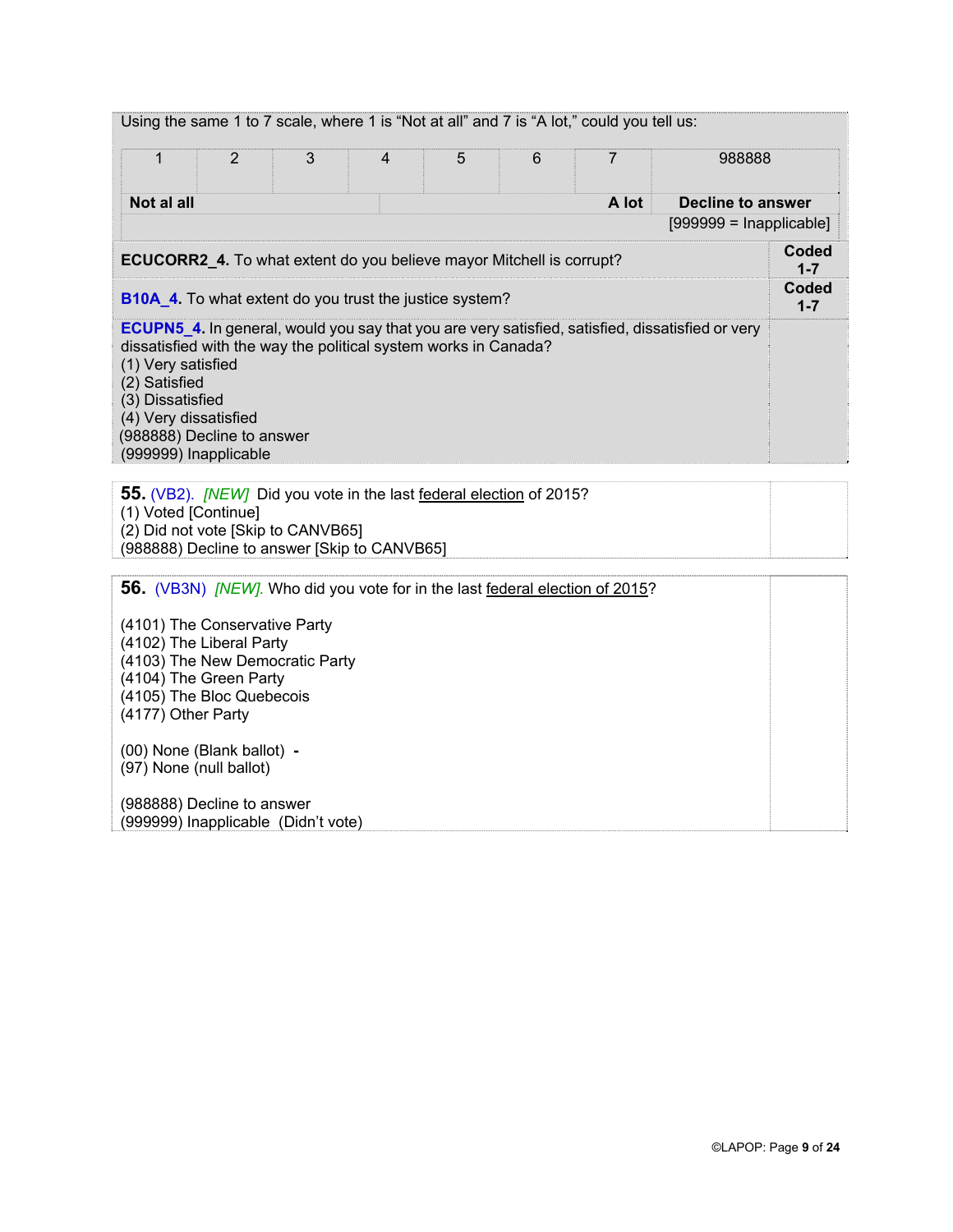Using the same 1 to 7 scale, where 1 is "Not at all" and 7 is "A lot," could you tell us:

| 1 | 2 | 3 | 4 | 5 | 6 | 7 | 988888 |
|---|---|---|---|---|---|---|---|
| **Not al all** | | | | | | **A lot** | **Decline to answer** |
| | | | | | | | [999999 = Inapplicable] |

| | |
|---|---|
| **ECUCORR2_4.** To what extent do you believe mayor Mitchell is corrupt? | **Coded 1-7** |
| **B10A_4.** To what extent do you trust the justice system? | **Coded 1-7** |
| **ECUPN5_4.** In general, would you say that you are very satisfied, satisfied, dissatisfied or very dissatisfied with the way the political system works in Canada?<br>(1) Very satisfied<br>(2) Satisfied<br>(3) Dissatisfied<br>(4) Very dissatisfied<br>(988888) Decline to answer<br>(999999) Inapplicable | |

**55.** (VB2). *[NEW]* Did you vote in the last federal election of 2015?
(1) Voted [Continue]
(2) Did not vote [Skip to CANVB65]
(988888) Decline to answer [Skip to CANVB65]

**56.** (VB3N) *[NEW].* Who did you vote for in the last federal election of 2015?

(4101) The Conservative Party
(4102) The Liberal Party
(4103) The New Democratic Party
(4104) The Green Party
(4105) The Bloc Quebecois
(4177) Other Party

(00) None (Blank ballot) **-**
(97) None (null ballot)

(988888) Decline to answer
(999999) Inapplicable (Didn't vote)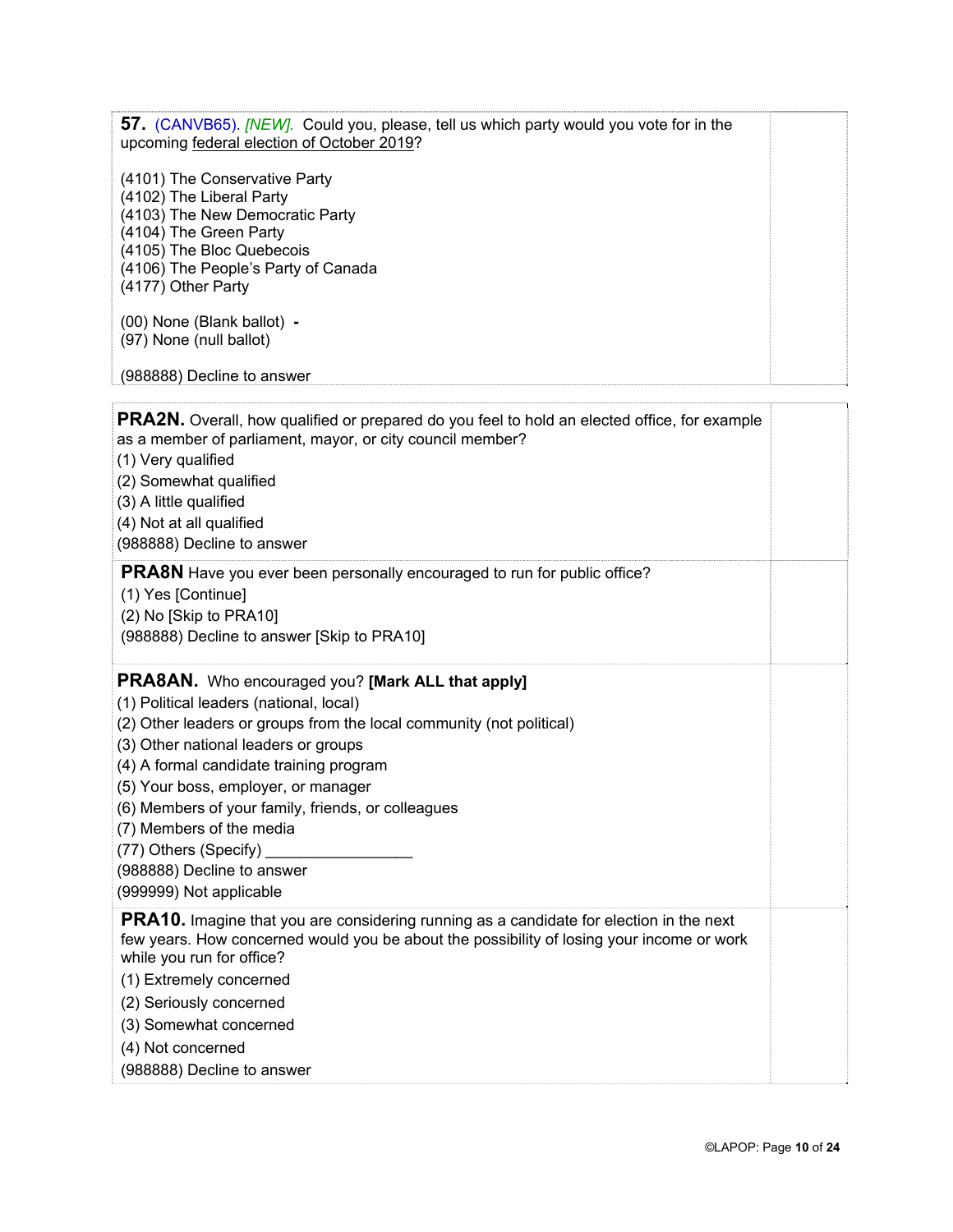**57.** (CANVB65). *[NEW].* Could you, please, tell us which party would you vote for in the upcoming federal election of October 2019?

(4101) The Conservative Party
(4102) The Liberal Party
(4103) The New Democratic Party
(4104) The Green Party
(4105) The Bloc Quebecois
(4106) The People's Party of Canada
(4177) Other Party

(00) None (Blank ballot) -
(97) None (null ballot)

(988888) Decline to answer

**PRA2N.** Overall, how qualified or prepared do you feel to hold an elected office, for example as a member of parliament, mayor, or city council member?
(1) Very qualified
(2) Somewhat qualified
(3) A little qualified
(4) Not at all qualified
(988888) Decline to answer

**PRA8N** Have you ever been personally encouraged to run for public office?
(1) Yes [Continue]
(2) No [Skip to PRA10]
(988888) Decline to answer [Skip to PRA10]

**PRA8AN.** Who encouraged you? **[Mark ALL that apply]**
(1) Political leaders (national, local)
(2) Other leaders or groups from the local community (not political)
(3) Other national leaders or groups
(4) A formal candidate training program
(5) Your boss, employer, or manager
(6) Members of your family, friends, or colleagues
(7) Members of the media
(77) Others (Specify) _________________
(988888) Decline to answer
(999999) Not applicable

**PRA10.** Imagine that you are considering running as a candidate for election in the next few years. How concerned would you be about the possibility of losing your income or work while you run for office?
(1) Extremely concerned
(2) Seriously concerned
(3) Somewhat concerned
(4) Not concerned
(988888) Decline to answer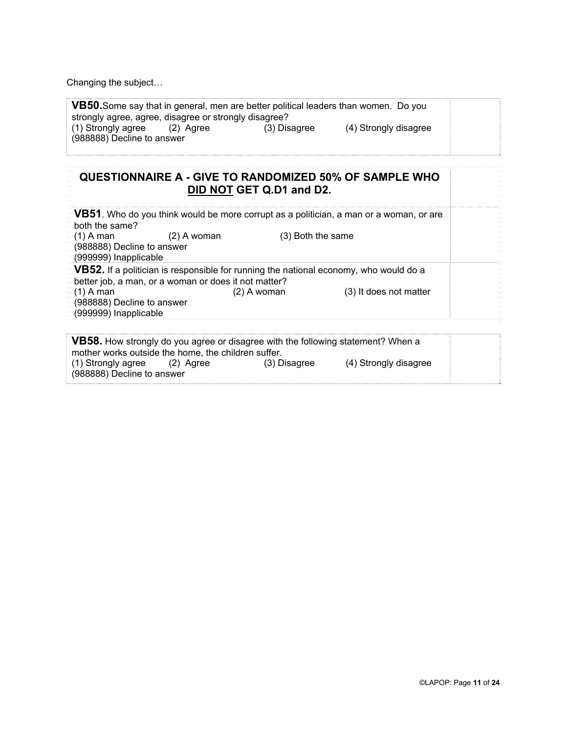Changing the subject…

**VB50.** Some say that in general, men are better political leaders than women. Do you strongly agree, agree, disagree or strongly disagree?
(1) Strongly agree (2) Agree (3) Disagree (4) Strongly disagree
(988888) Decline to answer

**QUESTIONNAIRE A - GIVE TO RANDOMIZED 50% OF SAMPLE WHO <u>DID NOT</u> GET Q.D1 and D2.**

**VB51**. Who do you think would be more corrupt as a politician, a man or a woman, or are both the same?
(1) A man (2) A woman (3) Both the same
(988888) Decline to answer
(999999) Inapplicable

**VB52.** If a politician is responsible for running the national economy, who would do a better job, a man, or a woman or does it not matter?
(1) A man (2) A woman (3) It does not matter
(988888) Decline to answer
(999999) Inapplicable

**VB58.** How strongly do you agree or disagree with the following statement? When a mother works outside the home, the children suffer.
(1) Strongly agree (2) Agree (3) Disagree (4) Strongly disagree
(988888) Decline to answer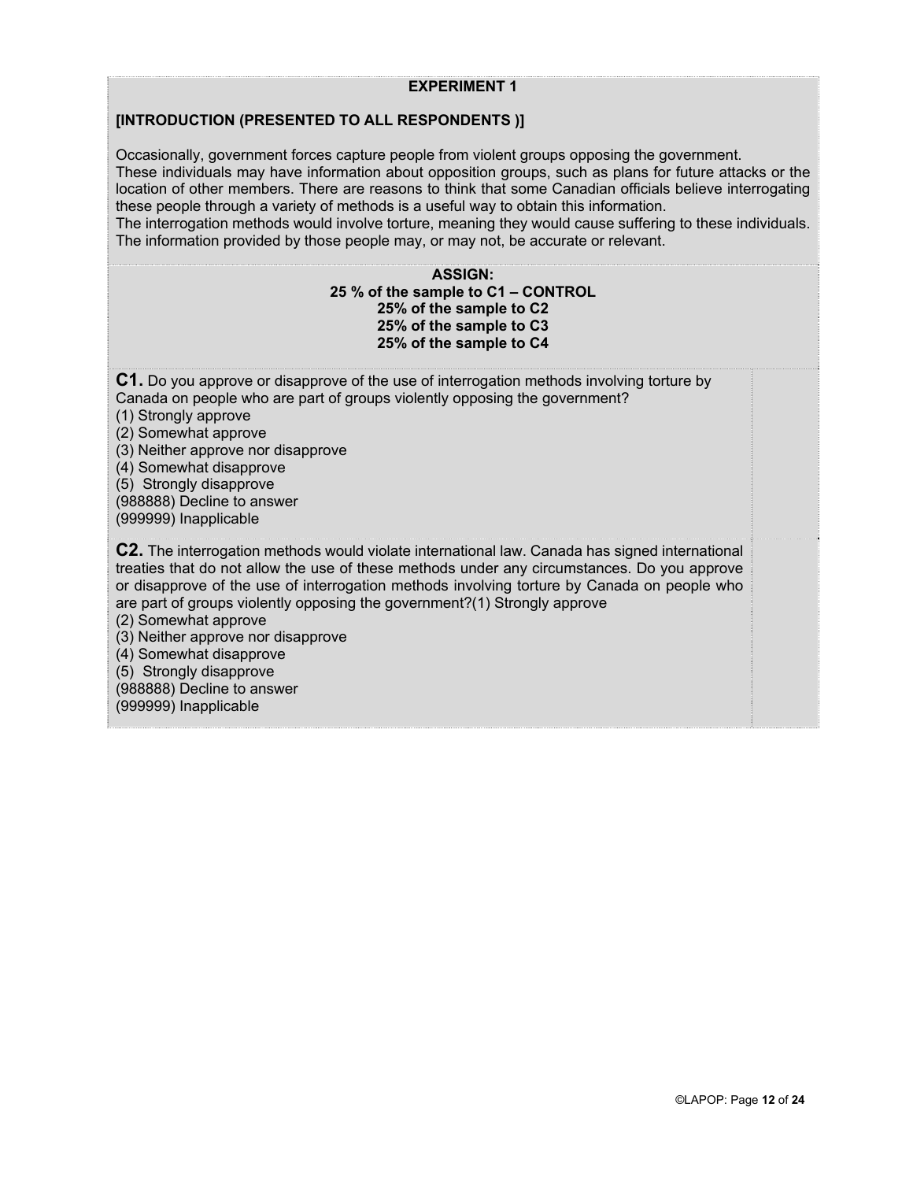**EXPERIMENT 1**

**[INTRODUCTION (PRESENTED TO ALL RESPONDENTS )]**

Occasionally, government forces capture people from violent groups opposing the government. These individuals may have information about opposition groups, such as plans for future attacks or the location of other members. There are reasons to think that some Canadian officials believe interrogating these people through a variety of methods is a useful way to obtain this information.
The interrogation methods would involve torture, meaning they would cause suffering to these individuals. The information provided by those people may, or may not, be accurate or relevant.

**ASSIGN:**
**25 % of the sample to C1 – CONTROL**
**25% of the sample to C2**
**25% of the sample to C3**
**25% of the sample to C4**

**C1.** Do you approve or disapprove of the use of interrogation methods involving torture by Canada on people who are part of groups violently opposing the government?
(1) Strongly approve
(2) Somewhat approve
(3) Neither approve nor disapprove
(4) Somewhat disapprove
(5) Strongly disapprove
(988888) Decline to answer
(999999) Inapplicable

**C2.** The interrogation methods would violate international law. Canada has signed international treaties that do not allow the use of these methods under any circumstances. Do you approve or disapprove of the use of interrogation methods involving torture by Canada on people who are part of groups violently opposing the government?(1) Strongly approve
(2) Somewhat approve
(3) Neither approve nor disapprove
(4) Somewhat disapprove
(5) Strongly disapprove
(988888) Decline to answer
(999999) Inapplicable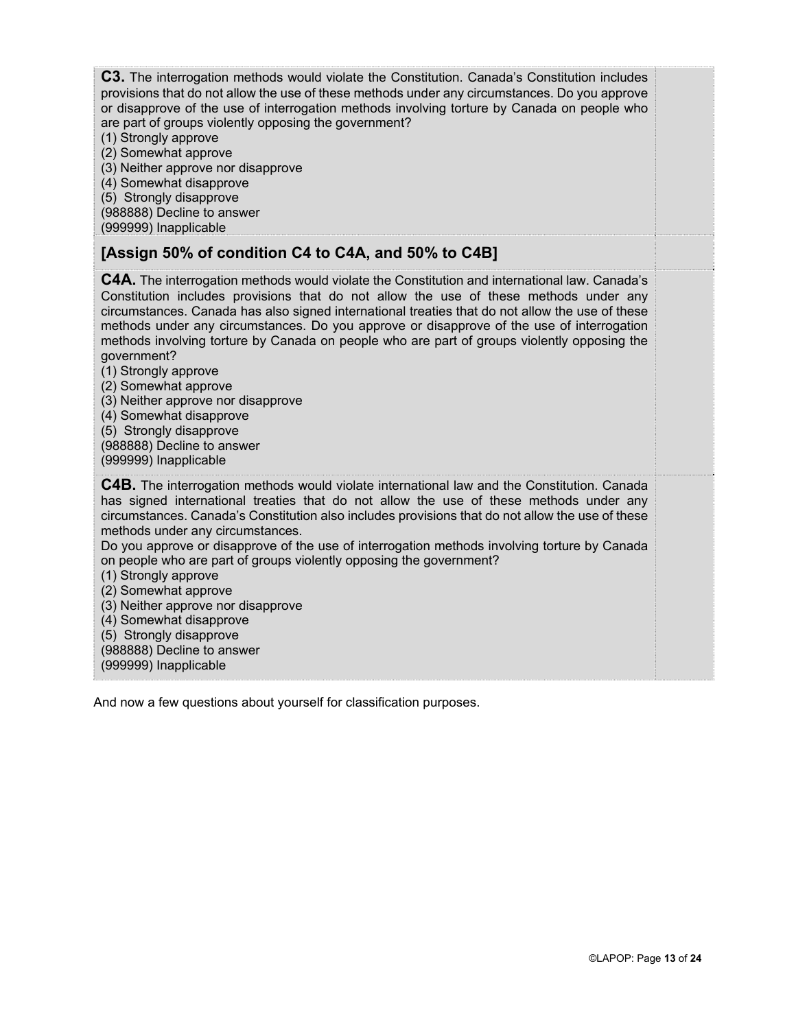| | |
|---|---|
| **C3.** The interrogation methods would violate the Constitution. Canada's Constitution includes provisions that do not allow the use of these methods under any circumstances. Do you approve or disapprove of the use of interrogation methods involving torture by Canada on people who are part of groups violently opposing the government?<br>(1) Strongly approve<br>(2) Somewhat approve<br>(3) Neither approve nor disapprove<br>(4) Somewhat disapprove<br>(5) Strongly disapprove<br>(988888) Decline to answer<br>(999999) Inapplicable | |
| **[Assign 50% of condition C4 to C4A, and 50% to C4B]** | |
| **C4A.** The interrogation methods would violate the Constitution and international law. Canada's Constitution includes provisions that do not allow the use of these methods under any circumstances. Canada has also signed international treaties that do not allow the use of these methods under any circumstances. Do you approve or disapprove of the use of interrogation methods involving torture by Canada on people who are part of groups violently opposing the government?<br>(1) Strongly approve<br>(2) Somewhat approve<br>(3) Neither approve nor disapprove<br>(4) Somewhat disapprove<br>(5) Strongly disapprove<br>(988888) Decline to answer<br>(999999) Inapplicable | |
| **C4B.** The interrogation methods would violate international law and the Constitution. Canada has signed international treaties that do not allow the use of these methods under any circumstances. Canada's Constitution also includes provisions that do not allow the use of these methods under any circumstances.<br>Do you approve or disapprove of the use of interrogation methods involving torture by Canada on people who are part of groups violently opposing the government?<br>(1) Strongly approve<br>(2) Somewhat approve<br>(3) Neither approve nor disapprove<br>(4) Somewhat disapprove<br>(5) Strongly disapprove<br>(988888) Decline to answer<br>(999999) Inapplicable | |

And now a few questions about yourself for classification purposes.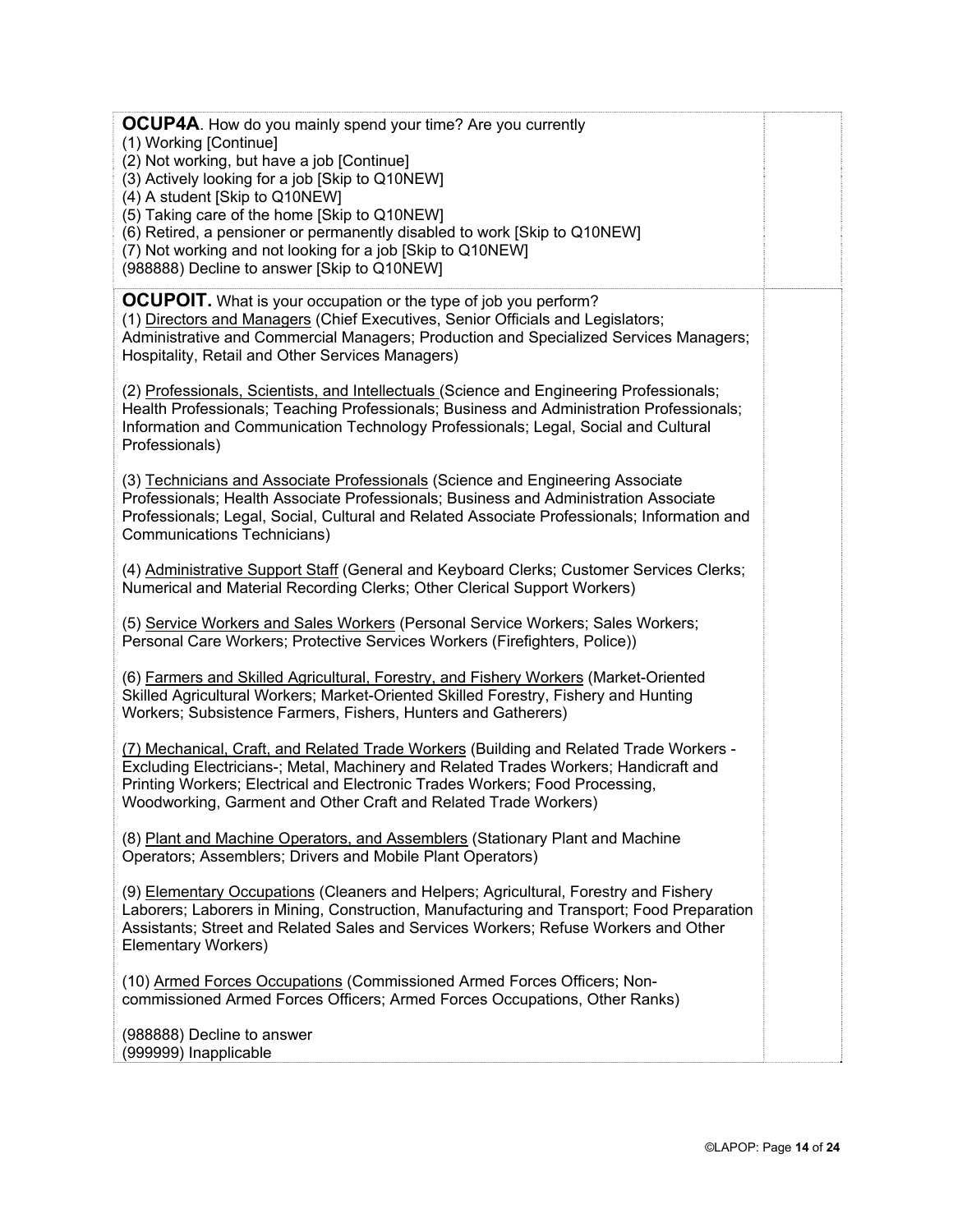**OCUP4A**. How do you mainly spend your time? Are you currently
(1) Working [Continue]
(2) Not working, but have a job [Continue]
(3) Actively looking for a job [Skip to Q10NEW]
(4) A student [Skip to Q10NEW]
(5) Taking care of the home [Skip to Q10NEW]
(6) Retired, a pensioner or permanently disabled to work [Skip to Q10NEW]
(7) Not working and not looking for a job [Skip to Q10NEW]
(988888) Decline to answer [Skip to Q10NEW]

**OCUPOIT.** What is your occupation or the type of job you perform?
(1) Directors and Managers (Chief Executives, Senior Officials and Legislators; Administrative and Commercial Managers; Production and Specialized Services Managers; Hospitality, Retail and Other Services Managers)

(2) Professionals, Scientists, and Intellectuals (Science and Engineering Professionals; Health Professionals; Teaching Professionals; Business and Administration Professionals; Information and Communication Technology Professionals; Legal, Social and Cultural Professionals)

(3) Technicians and Associate Professionals (Science and Engineering Associate Professionals; Health Associate Professionals; Business and Administration Associate Professionals; Legal, Social, Cultural and Related Associate Professionals; Information and Communications Technicians)

(4) Administrative Support Staff (General and Keyboard Clerks; Customer Services Clerks; Numerical and Material Recording Clerks; Other Clerical Support Workers)

(5) Service Workers and Sales Workers (Personal Service Workers; Sales Workers; Personal Care Workers; Protective Services Workers (Firefighters, Police))

(6) Farmers and Skilled Agricultural, Forestry, and Fishery Workers (Market-Oriented Skilled Agricultural Workers; Market-Oriented Skilled Forestry, Fishery and Hunting Workers; Subsistence Farmers, Fishers, Hunters and Gatherers)

(7) Mechanical, Craft, and Related Trade Workers (Building and Related Trade Workers - Excluding Electricians-; Metal, Machinery and Related Trades Workers; Handicraft and Printing Workers; Electrical and Electronic Trades Workers; Food Processing, Woodworking, Garment and Other Craft and Related Trade Workers)

(8) Plant and Machine Operators, and Assemblers (Stationary Plant and Machine Operators; Assemblers; Drivers and Mobile Plant Operators)

(9) Elementary Occupations (Cleaners and Helpers; Agricultural, Forestry and Fishery Laborers; Laborers in Mining, Construction, Manufacturing and Transport; Food Preparation Assistants; Street and Related Sales and Services Workers; Refuse Workers and Other Elementary Workers)

(10) Armed Forces Occupations (Commissioned Armed Forces Officers; Non-commissioned Armed Forces Officers; Armed Forces Occupations, Other Ranks)

(988888) Decline to answer
(999999) Inapplicable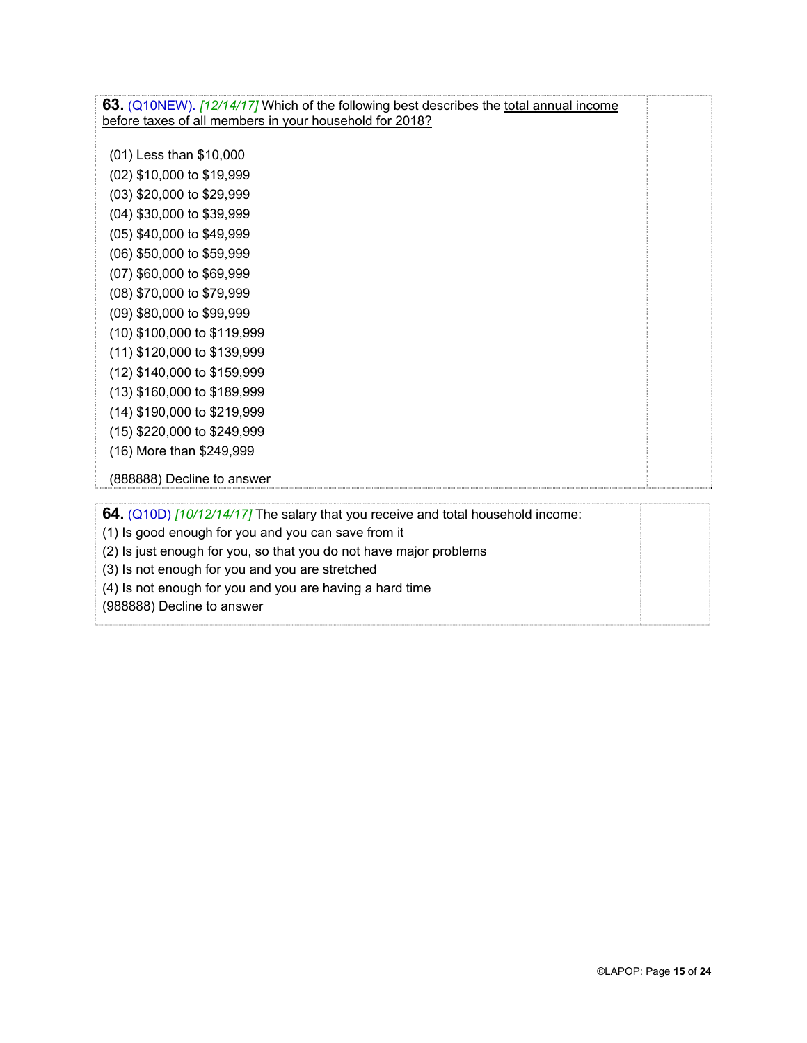**63.** (Q10NEW). *[12/14/17]* Which of the following best describes the total annual income before taxes of all members in your household for 2018?

(01) Less than $10,000
(02) $10,000 to $19,999
(03) $20,000 to $29,999
(04) $30,000 to $39,999
(05) $40,000 to $49,999
(06) $50,000 to $59,999
(07) $60,000 to $69,999
(08) $70,000 to $79,999
(09) $80,000 to $99,999
(10) $100,000 to $119,999
(11) $120,000 to $139,999
(12) $140,000 to $159,999
(13) $160,000 to $189,999
(14) $190,000 to $219,999
(15) $220,000 to $249,999
(16) More than $249,999

(888888) Decline to answer

**64.** (Q10D) *[10/12/14/17]* The salary that you receive and total household income:
(1) Is good enough for you and you can save from it
(2) Is just enough for you, so that you do not have major problems
(3) Is not enough for you and you are stretched
(4) Is not enough for you and you are having a hard time
(988888) Decline to answer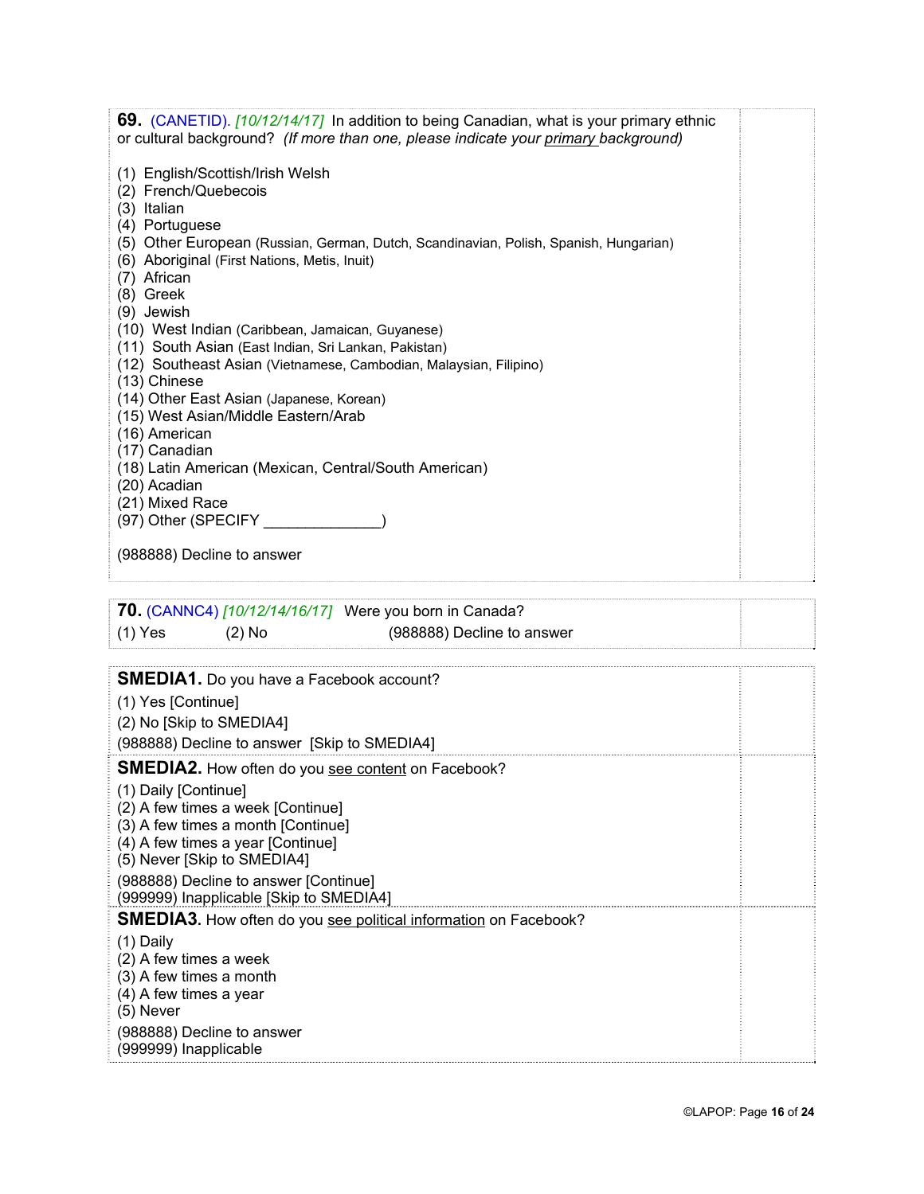**69.** (CANETID). *[10/12/14/17]* In addition to being Canadian, what is your primary ethnic or cultural background? *(If more than one, please indicate your primary background)*

(1) English/Scottish/Irish Welsh
(2) French/Quebecois
(3) Italian
(4) Portuguese
(5) Other European (Russian, German, Dutch, Scandinavian, Polish, Spanish, Hungarian)
(6) Aboriginal (First Nations, Metis, Inuit)
(7) African
(8) Greek
(9) Jewish
(10) West Indian (Caribbean, Jamaican, Guyanese)
(11) South Asian (East Indian, Sri Lankan, Pakistan)
(12) Southeast Asian (Vietnamese, Cambodian, Malaysian, Filipino)
(13) Chinese
(14) Other East Asian (Japanese, Korean)
(15) West Asian/Middle Eastern/Arab
(16) American
(17) Canadian
(18) Latin American (Mexican, Central/South American)
(20) Acadian
(21) Mixed Race
(97) Other (SPECIFY ______________)

(988888) Decline to answer

**70.** (CANNC4) *[10/12/14/16/17]* Were you born in Canada?

(1) Yes (2) No (988888) Decline to answer

**SMEDIA1.** Do you have a Facebook account?

(1) Yes [Continue]
(2) No [Skip to SMEDIA4]
(988888) Decline to answer [Skip to SMEDIA4]

**SMEDIA2.** How often do you see content on Facebook?

(1) Daily [Continue]
(2) A few times a week [Continue]
(3) A few times a month [Continue]
(4) A few times a year [Continue]
(5) Never [Skip to SMEDIA4]
(988888) Decline to answer [Continue]
(999999) Inapplicable [Skip to SMEDIA4]

**SMEDIA3.** How often do you see political information on Facebook?

(1) Daily
(2) A few times a week
(3) A few times a month
(4) A few times a year
(5) Never
(988888) Decline to answer
(999999) Inapplicable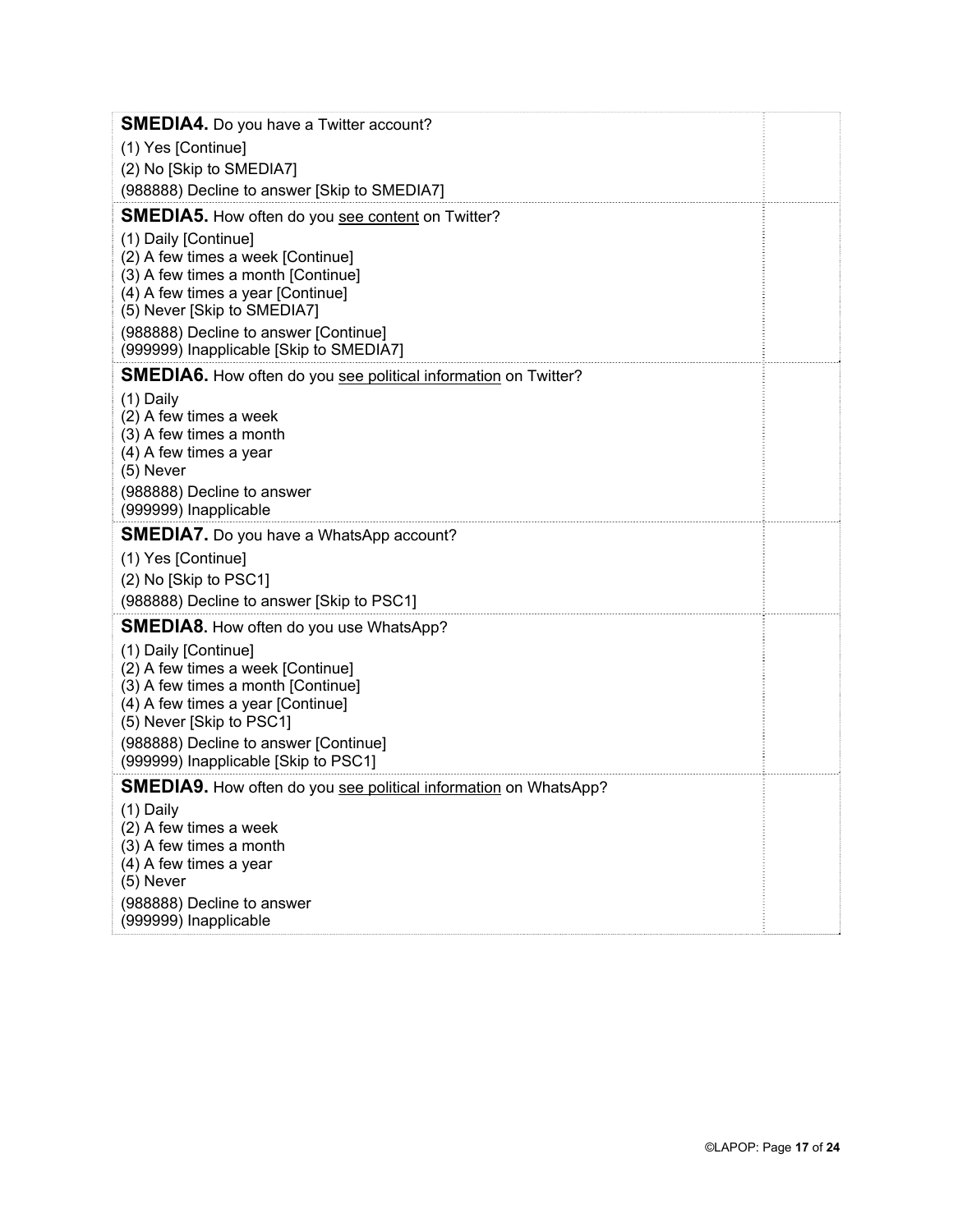**SMEDIA4.** Do you have a Twitter account?

(1) Yes [Continue]

(2) No [Skip to SMEDIA7]

(988888) Decline to answer [Skip to SMEDIA7]

**SMEDIA5.** How often do you <u>see content</u> on Twitter?

(1) Daily [Continue]
(2) A few times a week [Continue]
(3) A few times a month [Continue]
(4) A few times a year [Continue]
(5) Never [Skip to SMEDIA7]

(988888) Decline to answer [Continue]
(999999) Inapplicable [Skip to SMEDIA7]

**SMEDIA6.** How often do you <u>see political information</u> on Twitter?

(1) Daily
(2) A few times a week
(3) A few times a month
(4) A few times a year
(5) Never

(988888) Decline to answer
(999999) Inapplicable

**SMEDIA7.** Do you have a WhatsApp account?

(1) Yes [Continue]

(2) No [Skip to PSC1]

(988888) Decline to answer [Skip to PSC1]

**SMEDIA8**. How often do you use WhatsApp?

(1) Daily [Continue]
(2) A few times a week [Continue]
(3) A few times a month [Continue]
(4) A few times a year [Continue]
(5) Never [Skip to PSC1]

(988888) Decline to answer [Continue]
(999999) Inapplicable [Skip to PSC1]

**SMEDIA9.** How often do you <u>see political information</u> on WhatsApp?

(1) Daily
(2) A few times a week
(3) A few times a month
(4) A few times a year
(5) Never

(988888) Decline to answer
(999999) Inapplicable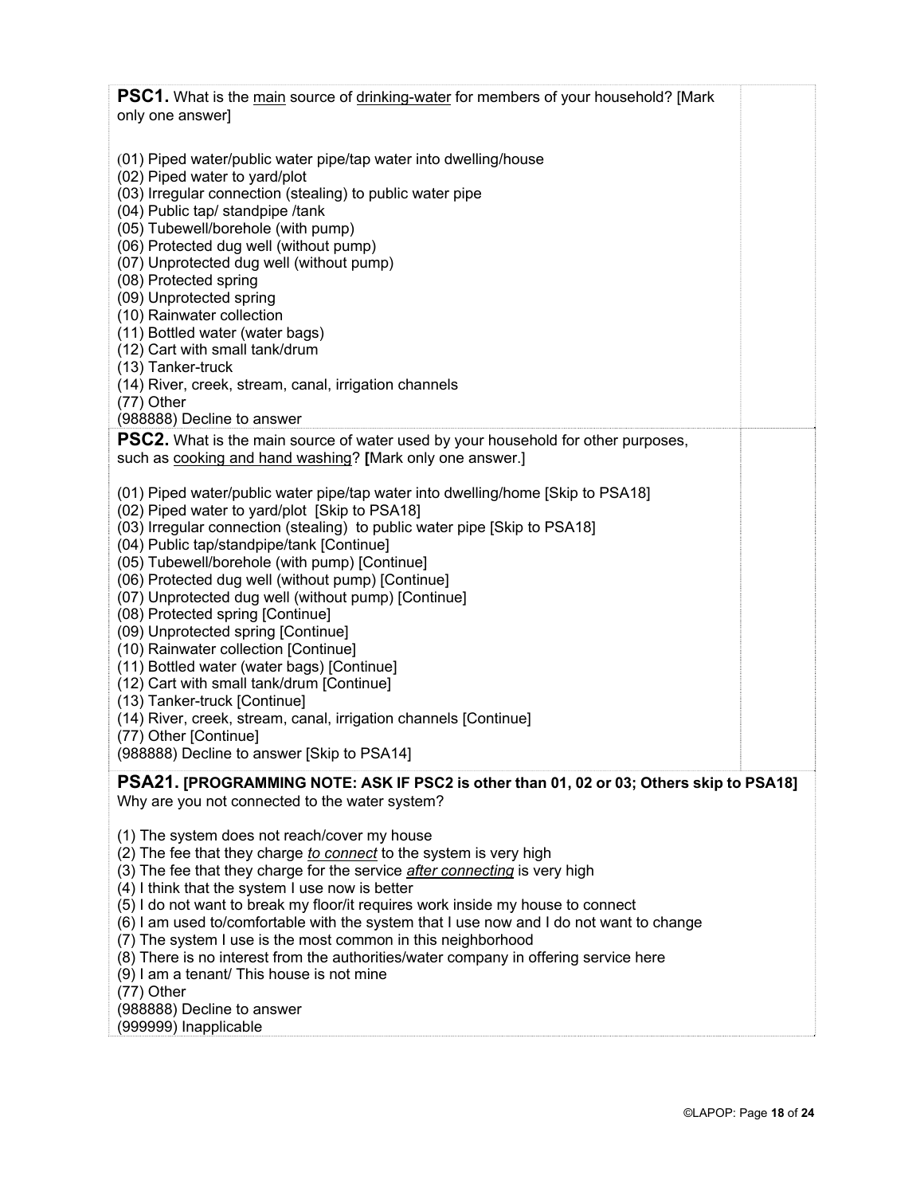**PSC1.** What is the <u>main</u> source of <u>drinking-water</u> for members of your household? [Mark only one answer]

(01) Piped water/public water pipe/tap water into dwelling/house
(02) Piped water to yard/plot
(03) Irregular connection (stealing) to public water pipe
(04) Public tap/ standpipe /tank
(05) Tubewell/borehole (with pump)
(06) Protected dug well (without pump)
(07) Unprotected dug well (without pump)
(08) Protected spring
(09) Unprotected spring
(10) Rainwater collection
(11) Bottled water (water bags)
(12) Cart with small tank/drum
(13) Tanker-truck
(14) River, creek, stream, canal, irrigation channels
(77) Other
(988888) Decline to answer

**PSC2.** What is the main source of water used by your household for other purposes, such as <u>cooking and hand washing</u>? **[**Mark only one answer.]

(01) Piped water/public water pipe/tap water into dwelling/home [Skip to PSA18]
(02) Piped water to yard/plot [Skip to PSA18]
(03) Irregular connection (stealing) to public water pipe [Skip to PSA18]
(04) Public tap/standpipe/tank [Continue]
(05) Tubewell/borehole (with pump) [Continue]
(06) Protected dug well (without pump) [Continue]
(07) Unprotected dug well (without pump) [Continue]
(08) Protected spring [Continue]
(09) Unprotected spring [Continue]
(10) Rainwater collection [Continue]
(11) Bottled water (water bags) [Continue]
(12) Cart with small tank/drum [Continue]
(13) Tanker-truck [Continue]
(14) River, creek, stream, canal, irrigation channels [Continue]
(77) Other [Continue]
(988888) Decline to answer [Skip to PSA14]

**PSA21. [PROGRAMMING NOTE: ASK IF PSC2 is other than 01, 02 or 03; Others skip to PSA18]**
Why are you not connected to the water system?

(1) The system does not reach/cover my house
(2) The fee that they charge *<u>to connect</u>* to the system is very high
(3) The fee that they charge for the service *<u>after connecting</u>* is very high
(4) I think that the system I use now is better
(5) I do not want to break my floor/it requires work inside my house to connect
(6) I am used to/comfortable with the system that I use now and I do not want to change
(7) The system I use is the most common in this neighborhood
(8) There is no interest from the authorities/water company in offering service here
(9) I am a tenant/ This house is not mine
(77) Other
(988888) Decline to answer
(999999) Inapplicable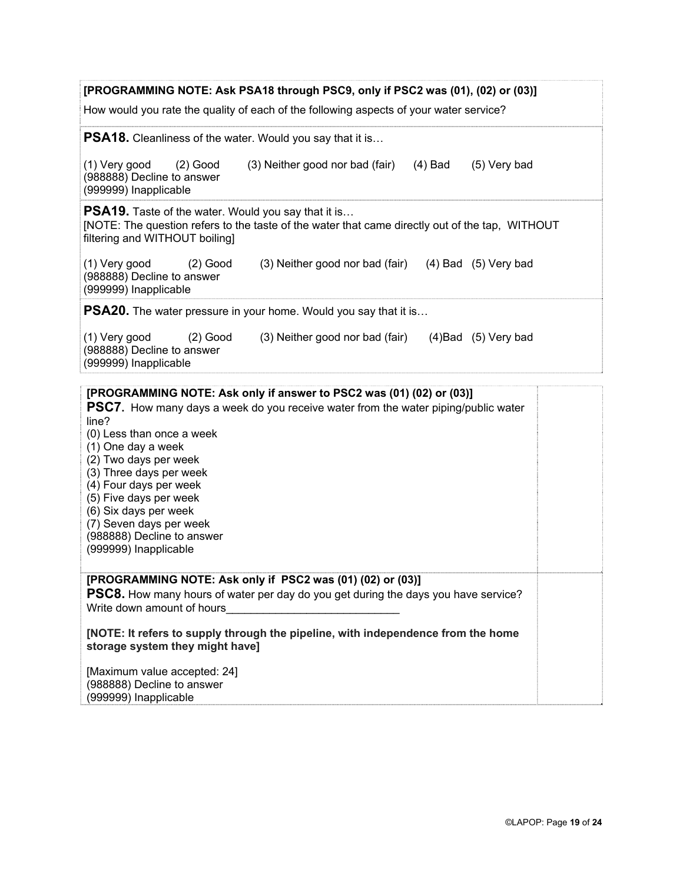**[PROGRAMMING NOTE: Ask PSA18 through PSC9, only if PSC2 was (01), (02) or (03)]**

How would you rate the quality of each of the following aspects of your water service?

**PSA18.** Cleanliness of the water. Would you say that it is…

(1) Very good (2) Good (3) Neither good nor bad (fair) (4) Bad (5) Very bad
(988888) Decline to answer
(999999) Inapplicable

**PSA19.** Taste of the water. Would you say that it is…
[NOTE: The question refers to the taste of the water that came directly out of the tap, WITHOUT filtering and WITHOUT boiling]

(1) Very good (2) Good (3) Neither good nor bad (fair) (4) Bad (5) Very bad
(988888) Decline to answer
(999999) Inapplicable

**PSA20.** The water pressure in your home. Would you say that it is…

(1) Very good (2) Good (3) Neither good nor bad (fair) (4)Bad (5) Very bad
(988888) Decline to answer
(999999) Inapplicable

**[PROGRAMMING NOTE: Ask only if answer to PSC2 was (01) (02) or (03)]**
**PSC7.** How many days a week do you receive water from the water piping/public water line?
(0) Less than once a week
(1) One day a week
(2) Two days per week
(3) Three days per week
(4) Four days per week
(5) Five days per week
(6) Six days per week
(7) Seven days per week
(988888) Decline to answer
(999999) Inapplicable

**[PROGRAMMING NOTE: Ask only if PSC2 was (01) (02) or (03)]**
**PSC8.** How many hours of water per day do you get during the days you have service?
Write down amount of hours___________________________

**[NOTE: It refers to supply through the pipeline, with independence from the home storage system they might have]**

[Maximum value accepted: 24]
(988888) Decline to answer
(999999) Inapplicable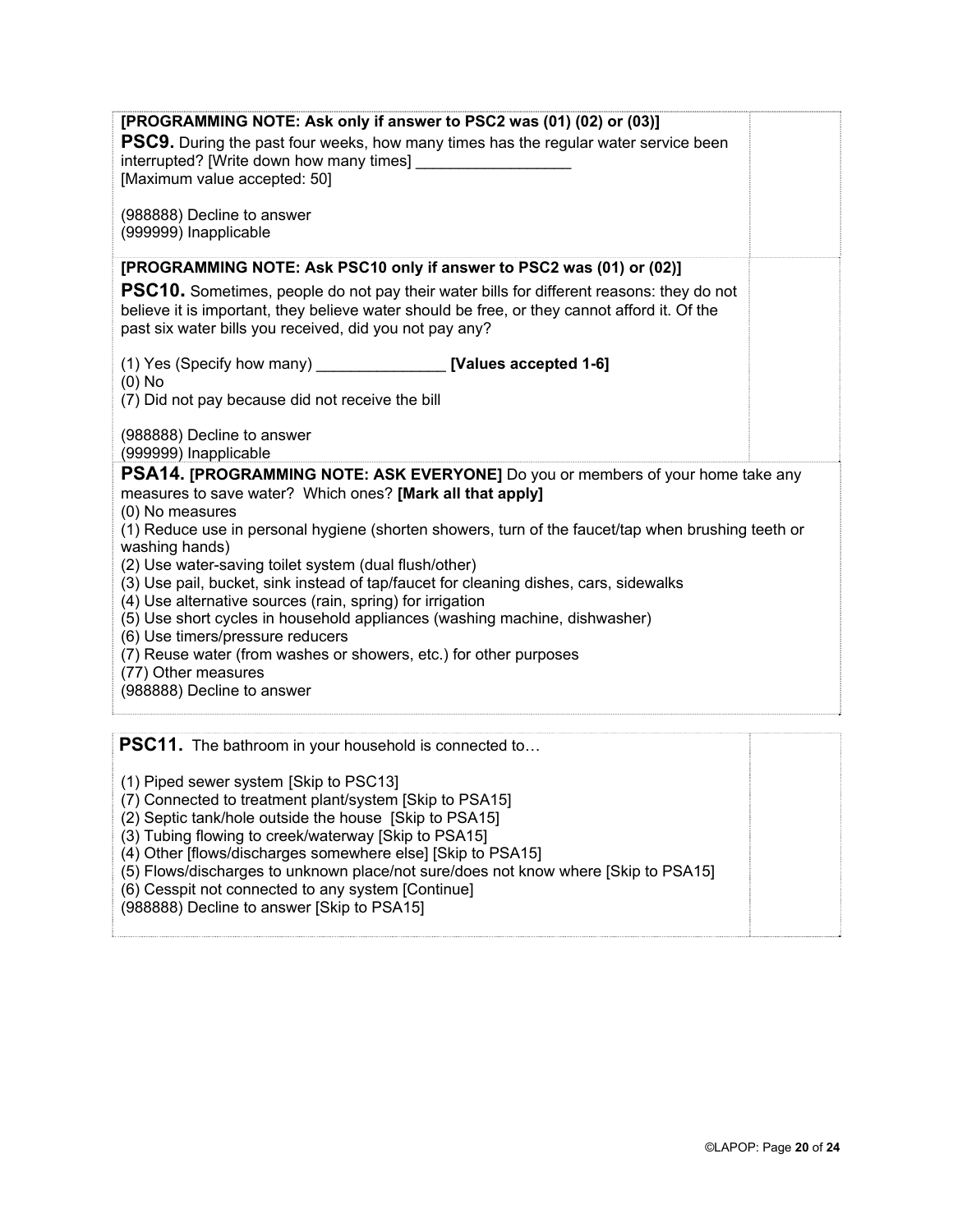**[PROGRAMMING NOTE: Ask only if answer to PSC2 was (01) (02) or (03)]**

**PSC9.** During the past four weeks, how many times has the regular water service been interrupted? [Write down how many times] __________________
[Maximum value accepted: 50]

(988888) Decline to answer
(999999) Inapplicable

**[PROGRAMMING NOTE: Ask PSC10 only if answer to PSC2 was (01) or (02)]**

**PSC10.** Sometimes, people do not pay their water bills for different reasons: they do not believe it is important, they believe water should be free, or they cannot afford it. Of the past six water bills you received, did you not pay any?

(1) Yes (Specify how many) _______________ **[Values accepted 1-6]**
(0) No
(7) Did not pay because did not receive the bill

(988888) Decline to answer
(999999) Inapplicable

**PSA14. [PROGRAMMING NOTE: ASK EVERYONE]** Do you or members of your home take any measures to save water? Which ones? **[Mark all that apply]**
(0) No measures
(1) Reduce use in personal hygiene (shorten showers, turn of the faucet/tap when brushing teeth or washing hands)
(2) Use water-saving toilet system (dual flush/other)
(3) Use pail, bucket, sink instead of tap/faucet for cleaning dishes, cars, sidewalks
(4) Use alternative sources (rain, spring) for irrigation
(5) Use short cycles in household appliances (washing machine, dishwasher)
(6) Use timers/pressure reducers
(7) Reuse water (from washes or showers, etc.) for other purposes
(77) Other measures
(988888) Decline to answer

**PSC11.** The bathroom in your household is connected to…

(1) Piped sewer system [Skip to PSC13]
(7) Connected to treatment plant/system [Skip to PSA15]
(2) Septic tank/hole outside the house [Skip to PSA15]
(3) Tubing flowing to creek/waterway [Skip to PSA15]
(4) Other [flows/discharges somewhere else] [Skip to PSA15]
(5) Flows/discharges to unknown place/not sure/does not know where [Skip to PSA15]
(6) Cesspit not connected to any system [Continue]
(988888) Decline to answer [Skip to PSA15]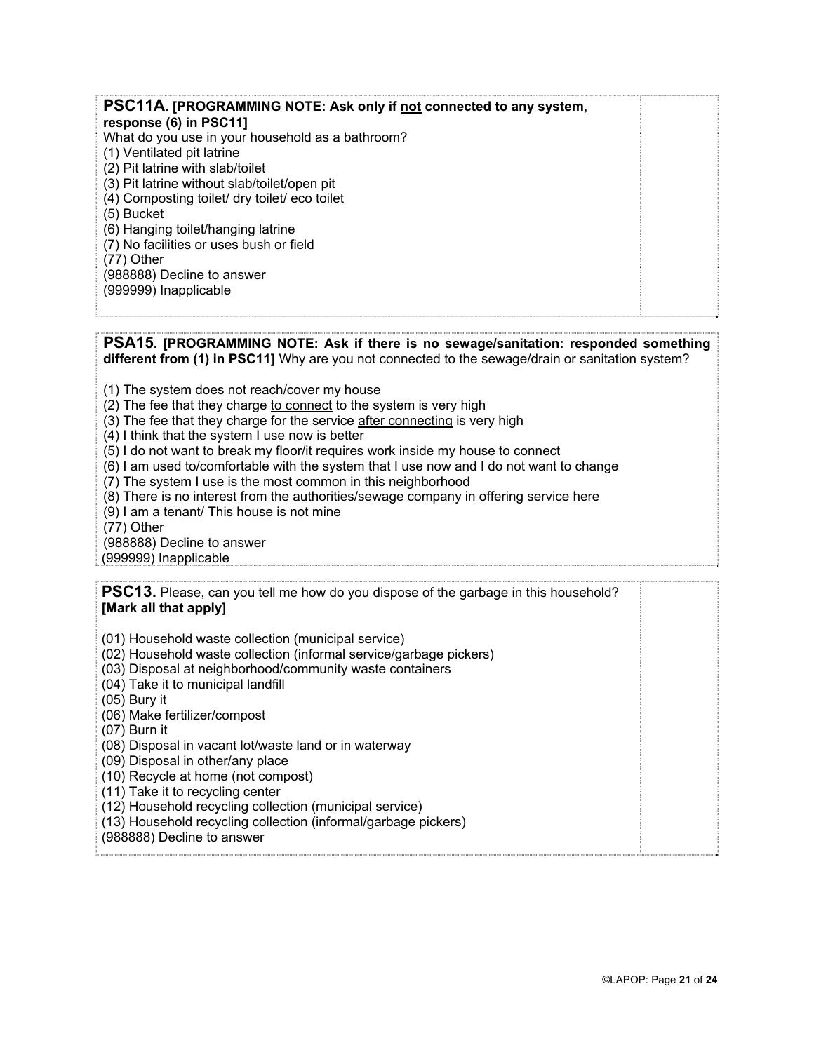**PSC11A. [PROGRAMMING NOTE: Ask only if <u>not</u> connected to any system, response (6) in PSC11]**
What do you use in your household as a bathroom?
(1) Ventilated pit latrine
(2) Pit latrine with slab/toilet
(3) Pit latrine without slab/toilet/open pit
(4) Composting toilet/ dry toilet/ eco toilet
(5) Bucket
(6) Hanging toilet/hanging latrine
(7) No facilities or uses bush or field
(77) Other
(988888) Decline to answer
(999999) Inapplicable

**PSA15. [PROGRAMMING NOTE: Ask if there is no sewage/sanitation: responded something different from (1) in PSC11]** Why are you not connected to the sewage/drain or sanitation system?

(1) The system does not reach/cover my house
(2) The fee that they charge <u>to connect</u> to the system is very high
(3) The fee that they charge for the service <u>after connecting</u> is very high
(4) I think that the system I use now is better
(5) I do not want to break my floor/it requires work inside my house to connect
(6) I am used to/comfortable with the system that I use now and I do not want to change
(7) The system I use is the most common in this neighborhood
(8) There is no interest from the authorities/sewage company in offering service here
(9) I am a tenant/ This house is not mine
(77) Other
(988888) Decline to answer
(999999) Inapplicable

**PSC13.** Please, can you tell me how do you dispose of the garbage in this household? **[Mark all that apply]**

(01) Household waste collection (municipal service)
(02) Household waste collection (informal service/garbage pickers)
(03) Disposal at neighborhood/community waste containers
(04) Take it to municipal landfill
(05) Bury it
(06) Make fertilizer/compost
(07) Burn it
(08) Disposal in vacant lot/waste land or in waterway
(09) Disposal in other/any place
(10) Recycle at home (not compost)
(11) Take it to recycling center
(12) Household recycling collection (municipal service)
(13) Household recycling collection (informal/garbage pickers)
(988888) Decline to answer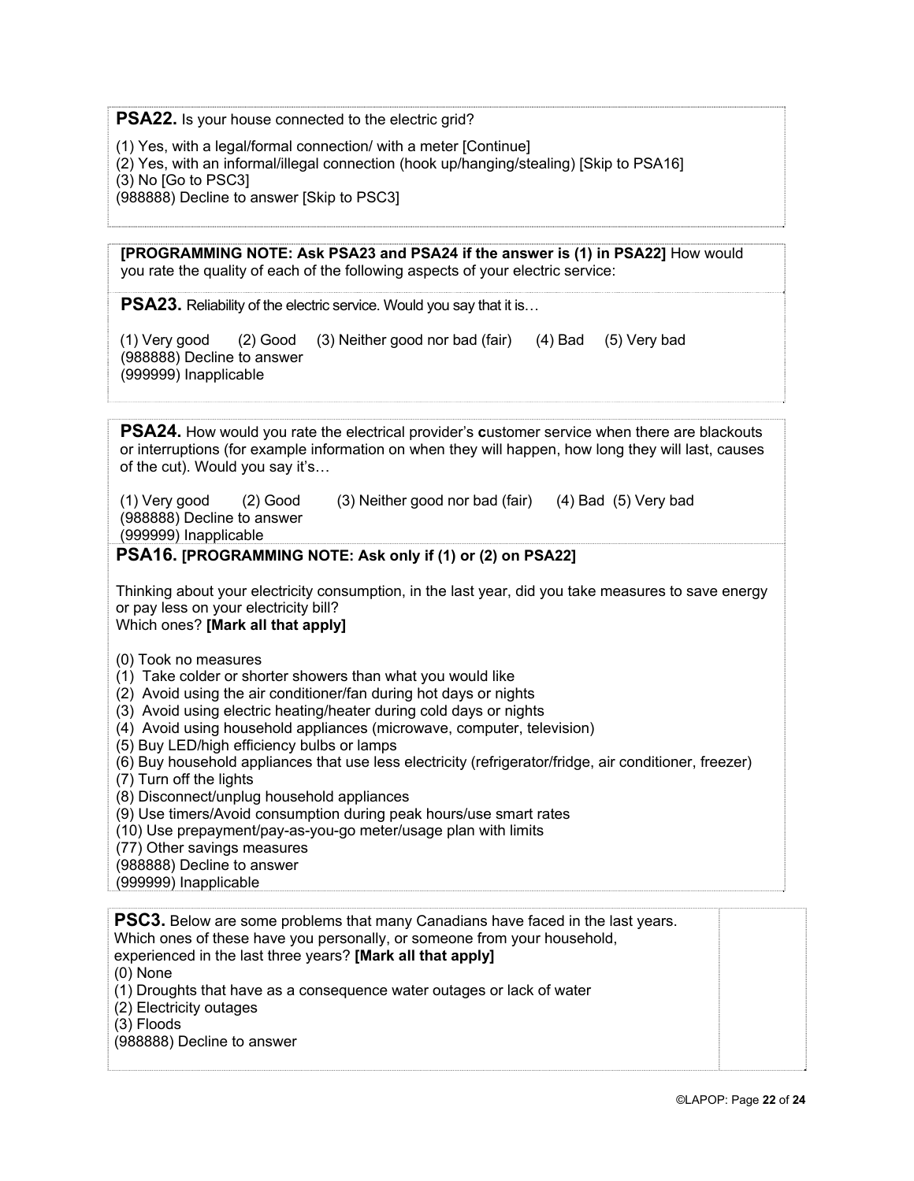**PSA22.** Is your house connected to the electric grid?

(1) Yes, with a legal/formal connection/ with a meter [Continue]
(2) Yes, with an informal/illegal connection (hook up/hanging/stealing) [Skip to PSA16]
(3) No [Go to PSC3]
(988888) Decline to answer [Skip to PSC3]

**[PROGRAMMING NOTE: Ask PSA23 and PSA24 if the answer is (1) in PSA22]** How would you rate the quality of each of the following aspects of your electric service:

**PSA23.** Reliability of the electric service. Would you say that it is…

(1) Very good (2) Good (3) Neither good nor bad (fair) (4) Bad (5) Very bad
(988888) Decline to answer
(999999) Inapplicable

**PSA24.** How would you rate the electrical provider's **c**ustomer service when there are blackouts or interruptions (for example information on when they will happen, how long they will last, causes of the cut). Would you say it's…

(1) Very good (2) Good (3) Neither good nor bad (fair) (4) Bad (5) Very bad
(988888) Decline to answer
(999999) Inapplicable

**PSA16. [PROGRAMMING NOTE: Ask only if (1) or (2) on PSA22]**

Thinking about your electricity consumption, in the last year, did you take measures to save energy or pay less on your electricity bill?
Which ones? **[Mark all that apply]**

(0) Took no measures
(1) Take colder or shorter showers than what you would like
(2) Avoid using the air conditioner/fan during hot days or nights
(3) Avoid using electric heating/heater during cold days or nights
(4) Avoid using household appliances (microwave, computer, television)
(5) Buy LED/high efficiency bulbs or lamps
(6) Buy household appliances that use less electricity (refrigerator/fridge, air conditioner, freezer)
(7) Turn off the lights
(8) Disconnect/unplug household appliances
(9) Use timers/Avoid consumption during peak hours/use smart rates
(10) Use prepayment/pay-as-you-go meter/usage plan with limits
(77) Other savings measures
(988888) Decline to answer
(999999) Inapplicable

**PSC3.** Below are some problems that many Canadians have faced in the last years. Which ones of these have you personally, or someone from your household, experienced in the last three years? **[Mark all that apply]**
(0) None
(1) Droughts that have as a consequence water outages or lack of water
(2) Electricity outages
(3) Floods
(988888) Decline to answer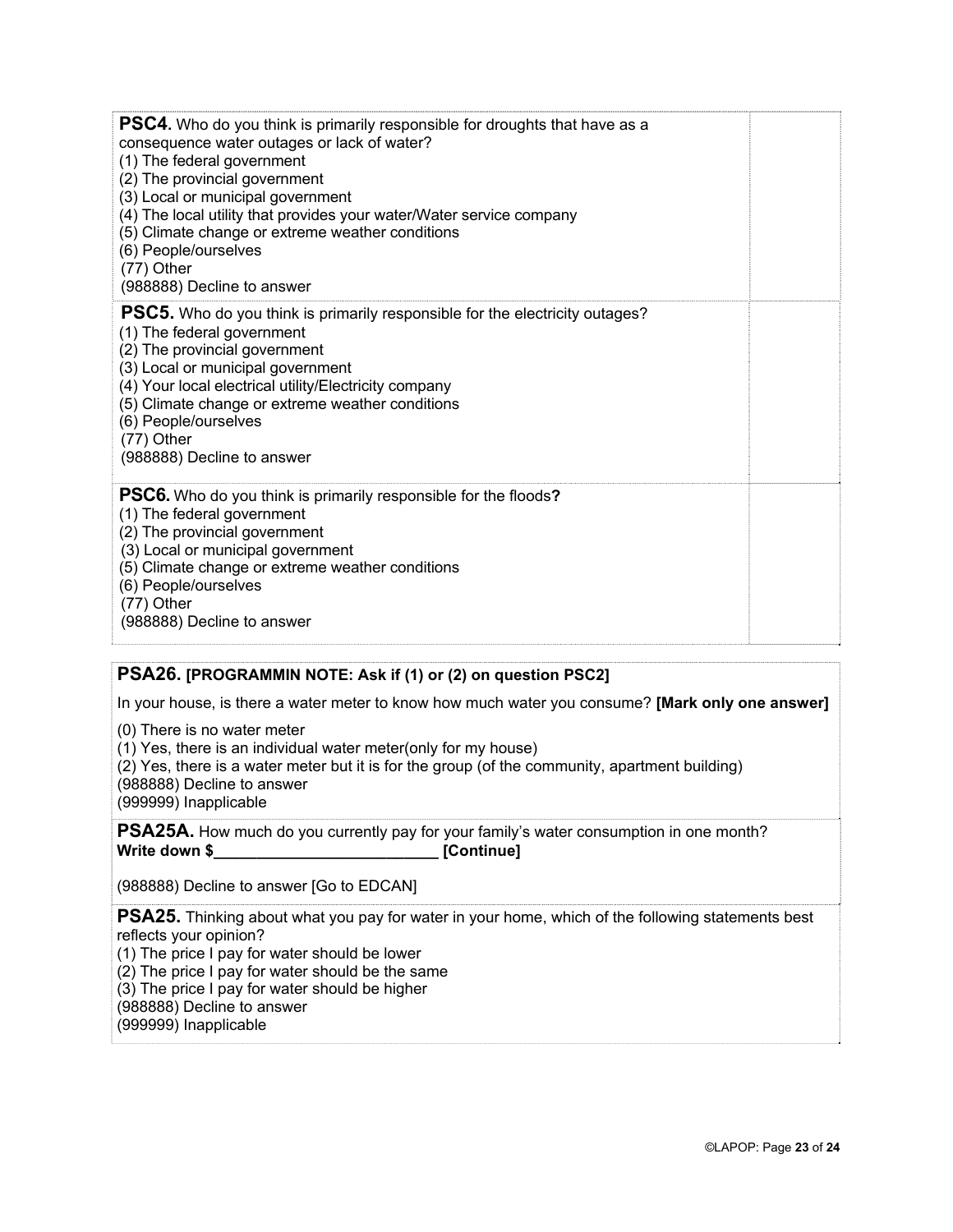**PSC4.** Who do you think is primarily responsible for droughts that have as a consequence water outages or lack of water?
(1) The federal government
(2) The provincial government
(3) Local or municipal government
(4) The local utility that provides your water/Water service company
(5) Climate change or extreme weather conditions
(6) People/ourselves
(77) Other
(988888) Decline to answer

**PSC5.** Who do you think is primarily responsible for the electricity outages?
(1) The federal government
(2) The provincial government
(3) Local or municipal government
(4) Your local electrical utility/Electricity company
(5) Climate change or extreme weather conditions
(6) People/ourselves
(77) Other
(988888) Decline to answer

**PSC6.** Who do you think is primarily responsible for the floods**?**
(1) The federal government
(2) The provincial government
(3) Local or municipal government
(5) Climate change or extreme weather conditions
(6) People/ourselves
(77) Other
(988888) Decline to answer

**PSA26. [PROGRAMMIN NOTE: Ask if (1) or (2) on question PSC2]**

In your house, is there a water meter to know how much water you consume? **[Mark only one answer]**

(0) There is no water meter
(1) Yes, there is an individual water meter(only for my house)
(2) Yes, there is a water meter but it is for the group (of the community, apartment building)
(988888) Decline to answer
(999999) Inapplicable

**PSA25A.** How much do you currently pay for your family's water consumption in one month?
**Write down $__________________________ [Continue]**

(988888) Decline to answer [Go to EDCAN]

**PSA25.** Thinking about what you pay for water in your home, which of the following statements best reflects your opinion?
(1) The price I pay for water should be lower
(2) The price I pay for water should be the same
(3) The price I pay for water should be higher
(988888) Decline to answer
(999999) Inapplicable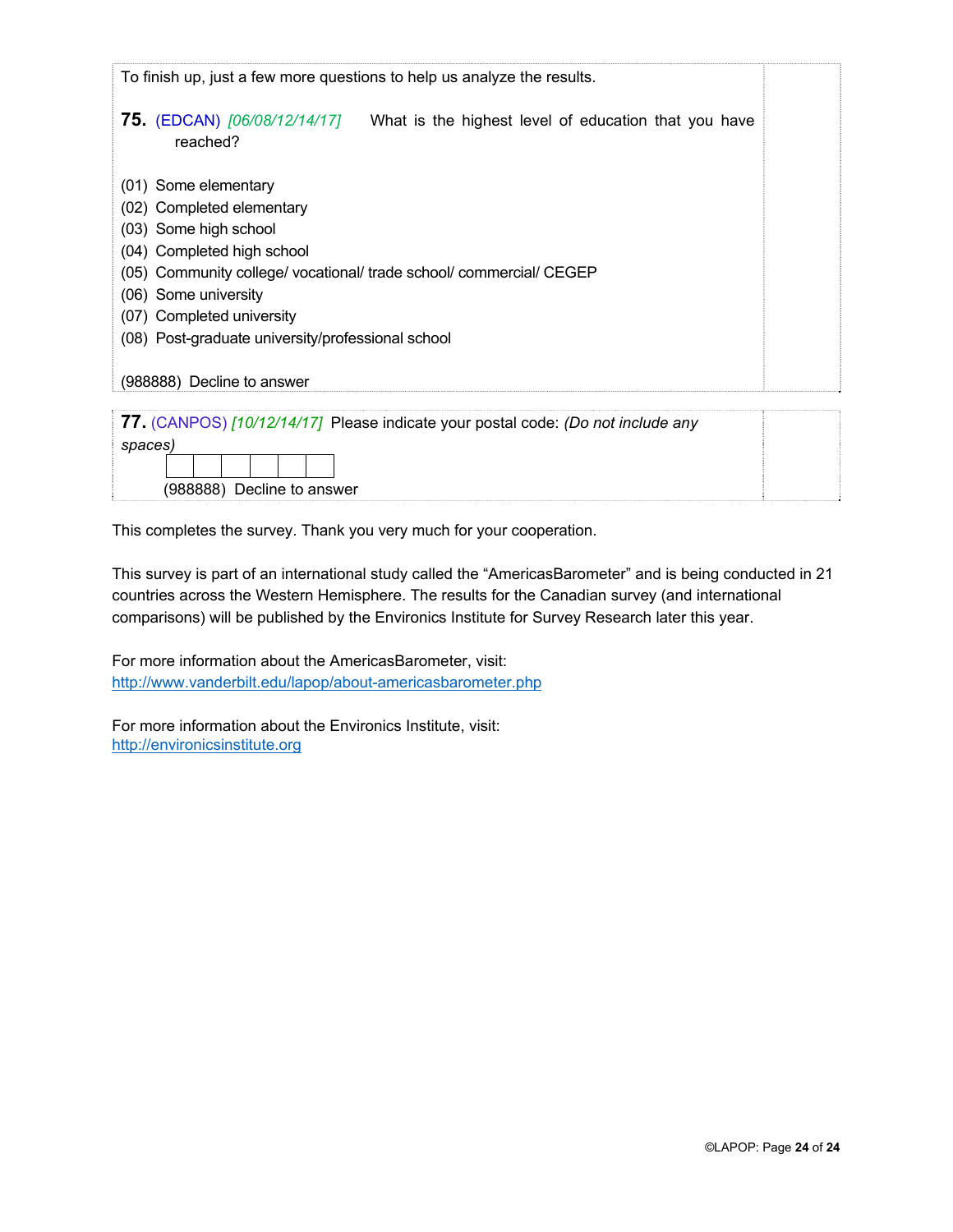To finish up, just a few more questions to help us analyze the results.

**75.** (EDCAN) *[06/08/12/14/17]* What is the highest level of education that you have reached?

(01) Some elementary
(02) Completed elementary
(03) Some high school
(04) Completed high school
(05) Community college/ vocational/ trade school/ commercial/ CEGEP
(06) Some university
(07) Completed university
(08) Post-graduate university/professional school

(988888) Decline to answer

**77.** (CANPOS) *[10/12/14/17]* Please indicate your postal code: *(Do not include any spaces)*

| | | | | | |
|---|---|---|---|---|---|
| | | | | | |

(988888) Decline to answer

This completes the survey. Thank you very much for your cooperation.

This survey is part of an international study called the "AmericasBarometer" and is being conducted in 21 countries across the Western Hemisphere. The results for the Canadian survey (and international comparisons) will be published by the Environics Institute for Survey Research later this year.

For more information about the AmericasBarometer, visit:
http://www.vanderbilt.edu/lapop/about-americasbarometer.php

For more information about the Environics Institute, visit:
http://environicsinstitute.org